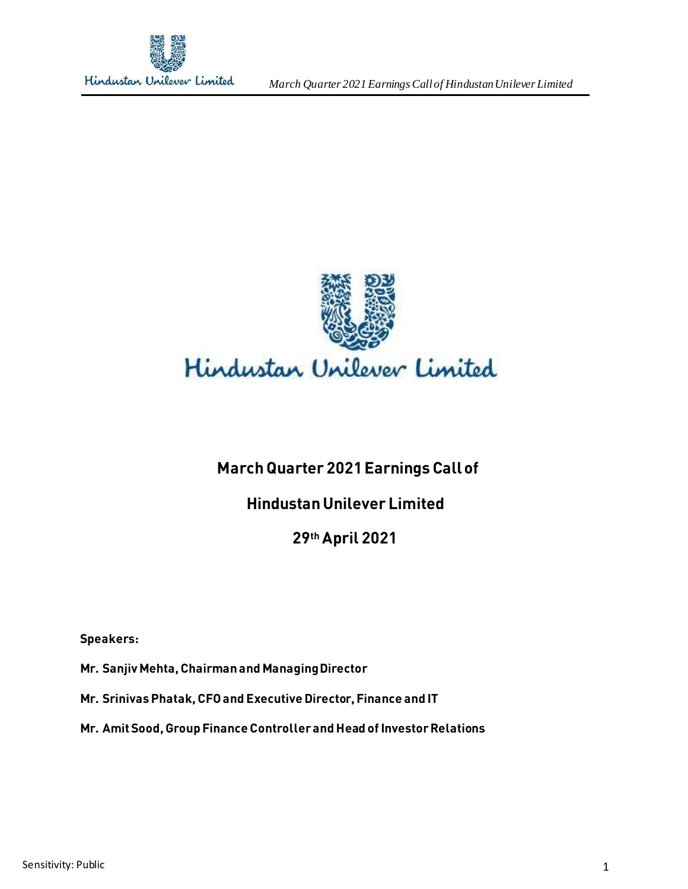Hindustan Unilever Limited

# March Quarter 2021 Earnings Call of

# Hindustan Unilever Limited

# 29th April 2021

**Speakers:**

**Mr. Sanjiv Mehta, Chairman and Managing Director**

**Mr. Srinivas Phatak, CFO and Executive Director, Finance and IT**

**Mr. Amit Sood, Group Finance Controller and Head of Investor Relations**

Sensitivity: Public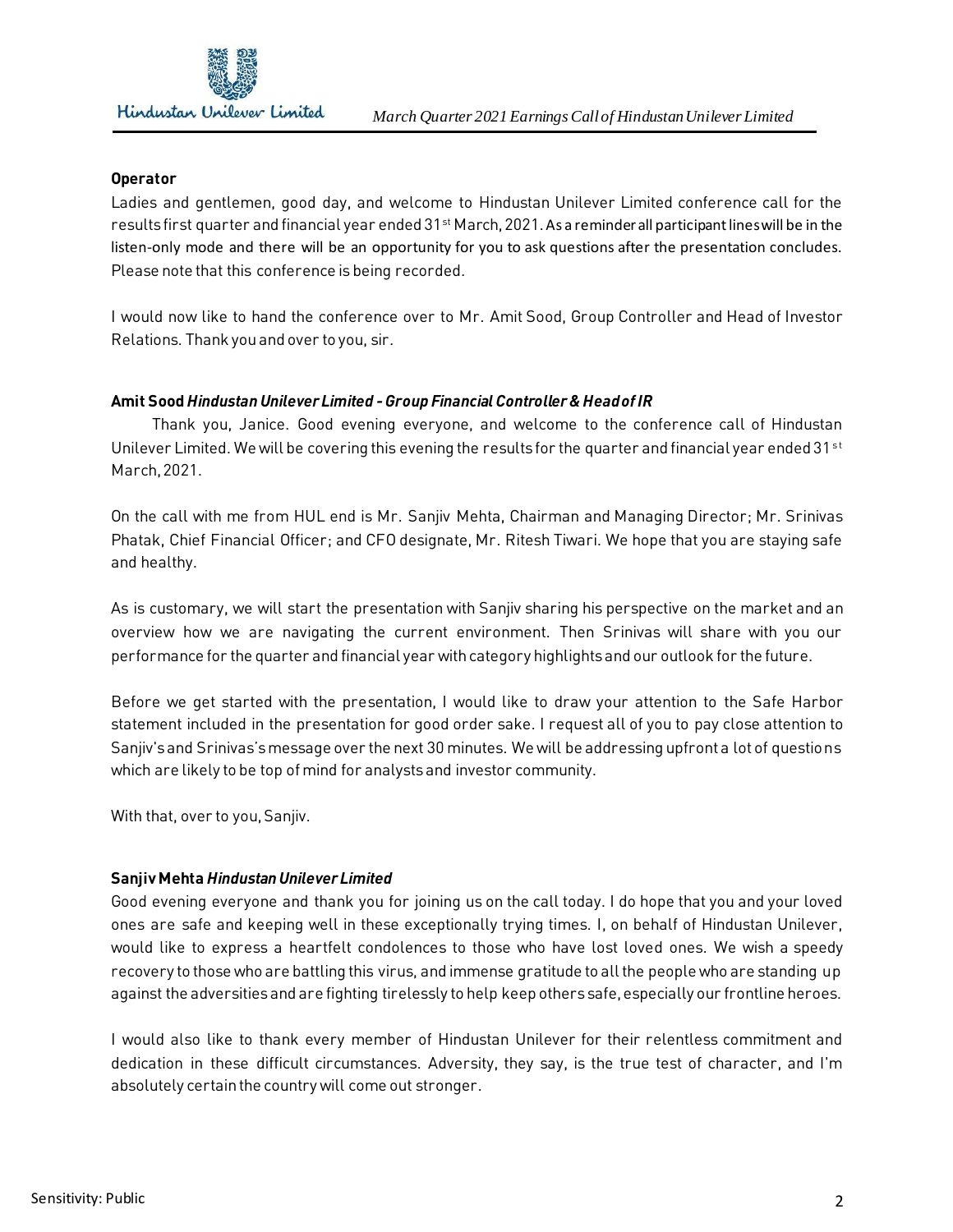**Operator**

Ladies and gentlemen, good day, and welcome to Hindustan Unilever Limited conference call for the results first quarter and financial year ended 31st March, 2021. As a reminder all participant lines will be in the listen-only mode and there will be an opportunity for you to ask questions after the presentation concludes. Please note that this conference is being recorded.

I would now like to hand the conference over to Mr. Amit Sood, Group Controller and Head of Investor Relations. Thank you and over to you, sir.

**Amit Sood** ***Hindustan Unilever Limited - Group Financial Controller & Head of IR***

Thank you, Janice. Good evening everyone, and welcome to the conference call of Hindustan Unilever Limited. We will be covering this evening the results for the quarter and financial year ended 31st March, 2021.

On the call with me from HUL end is Mr. Sanjiv Mehta, Chairman and Managing Director; Mr. Srinivas Phatak, Chief Financial Officer; and CFO designate, Mr. Ritesh Tiwari. We hope that you are staying safe and healthy.

As is customary, we will start the presentation with Sanjiv sharing his perspective on the market and an overview how we are navigating the current environment. Then Srinivas will share with you our performance for the quarter and financial year with category highlights and our outlook for the future.

Before we get started with the presentation, I would like to draw your attention to the Safe Harbor statement included in the presentation for good order sake. I request all of you to pay close attention to Sanjiv's and Srinivas's message over the next 30 minutes. We will be addressing upfront a lot of questions which are likely to be top of mind for analysts and investor community.

With that, over to you, Sanjiv.

**Sanjiv Mehta** ***Hindustan Unilever Limited***

Good evening everyone and thank you for joining us on the call today. I do hope that you and your loved ones are safe and keeping well in these exceptionally trying times. I, on behalf of Hindustan Unilever, would like to express a heartfelt condolences to those who have lost loved ones. We wish a speedy recovery to those who are battling this virus, and immense gratitude to all the people who are standing up against the adversities and are fighting tirelessly to help keep others safe, especially our frontline heroes.

I would also like to thank every member of Hindustan Unilever for their relentless commitment and dedication in these difficult circumstances. Adversity, they say, is the true test of character, and I'm absolutely certain the country will come out stronger.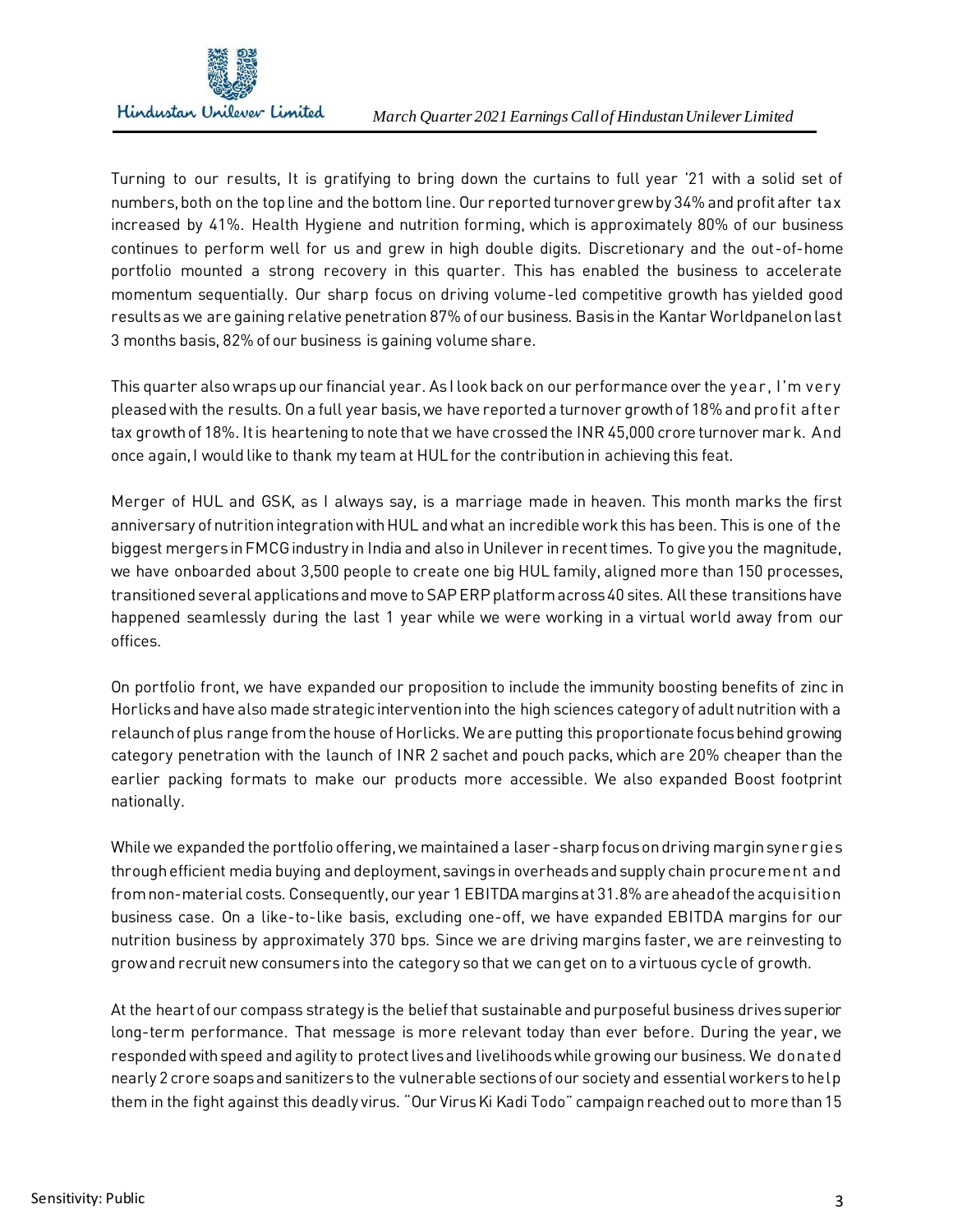Turning to our results, It is gratifying to bring down the curtains to full year '21 with a solid set of numbers, both on the top line and the bottom line. Our reported turnover grew by 34% and profit after tax increased by 41%. Health Hygiene and nutrition forming, which is approximately 80% of our business continues to perform well for us and grew in high double digits. Discretionary and the out-of-home portfolio mounted a strong recovery in this quarter. This has enabled the business to accelerate momentum sequentially. Our sharp focus on driving volume-led competitive growth has yielded good results as we are gaining relative penetration 87% of our business. Basis in the Kantar Worldpanel on last 3 months basis, 82% of our business is gaining volume share.

This quarter also wraps up our financial year. As I look back on our performance over the year, I'm very pleased with the results. On a full year basis, we have reported a turnover growth of 18% and profit after tax growth of 18%. It is heartening to note that we have crossed the INR 45,000 crore turnover mark. And once again, I would like to thank my team at HUL for the contribution in achieving this feat.

Merger of HUL and GSK, as I always say, is a marriage made in heaven. This month marks the first anniversary of nutrition integration with HUL and what an incredible work this has been. This is one of the biggest mergers in FMCG industry in India and also in Unilever in recent times. To give you the magnitude, we have onboarded about 3,500 people to create one big HUL family, aligned more than 150 processes, transitioned several applications and move to SAP ERP platform across 40 sites. All these transitions have happened seamlessly during the last 1 year while we were working in a virtual world away from our offices.

On portfolio front, we have expanded our proposition to include the immunity boosting benefits of zinc in Horlicks and have also made strategic intervention into the high sciences category of adult nutrition with a relaunch of plus range from the house of Horlicks. We are putting this proportionate focus behind growing category penetration with the launch of INR 2 sachet and pouch packs, which are 20% cheaper than the earlier packing formats to make our products more accessible. We also expanded Boost footprint nationally.

While we expanded the portfolio offering, we maintained a laser-sharp focus on driving margin synergies through efficient media buying and deployment, savings in overheads and supply chain procurement and from non-material costs. Consequently, our year 1 EBITDA margins at 31.8% are ahead of the acquisition business case. On a like-to-like basis, excluding one-off, we have expanded EBITDA margins for our nutrition business by approximately 370 bps. Since we are driving margins faster, we are reinvesting to grow and recruit new consumers into the category so that we can get on to a virtuous cycle of growth.

At the heart of our compass strategy is the belief that sustainable and purposeful business drives superior long-term performance. That message is more relevant today than ever before. During the year, we responded with speed and agility to protect lives and livelihoods while growing our business. We donated nearly 2 crore soaps and sanitizers to the vulnerable sections of our society and essential workers to help them in the fight against this deadly virus. "Our Virus Ki Kadi Todo" campaign reached out to more than 15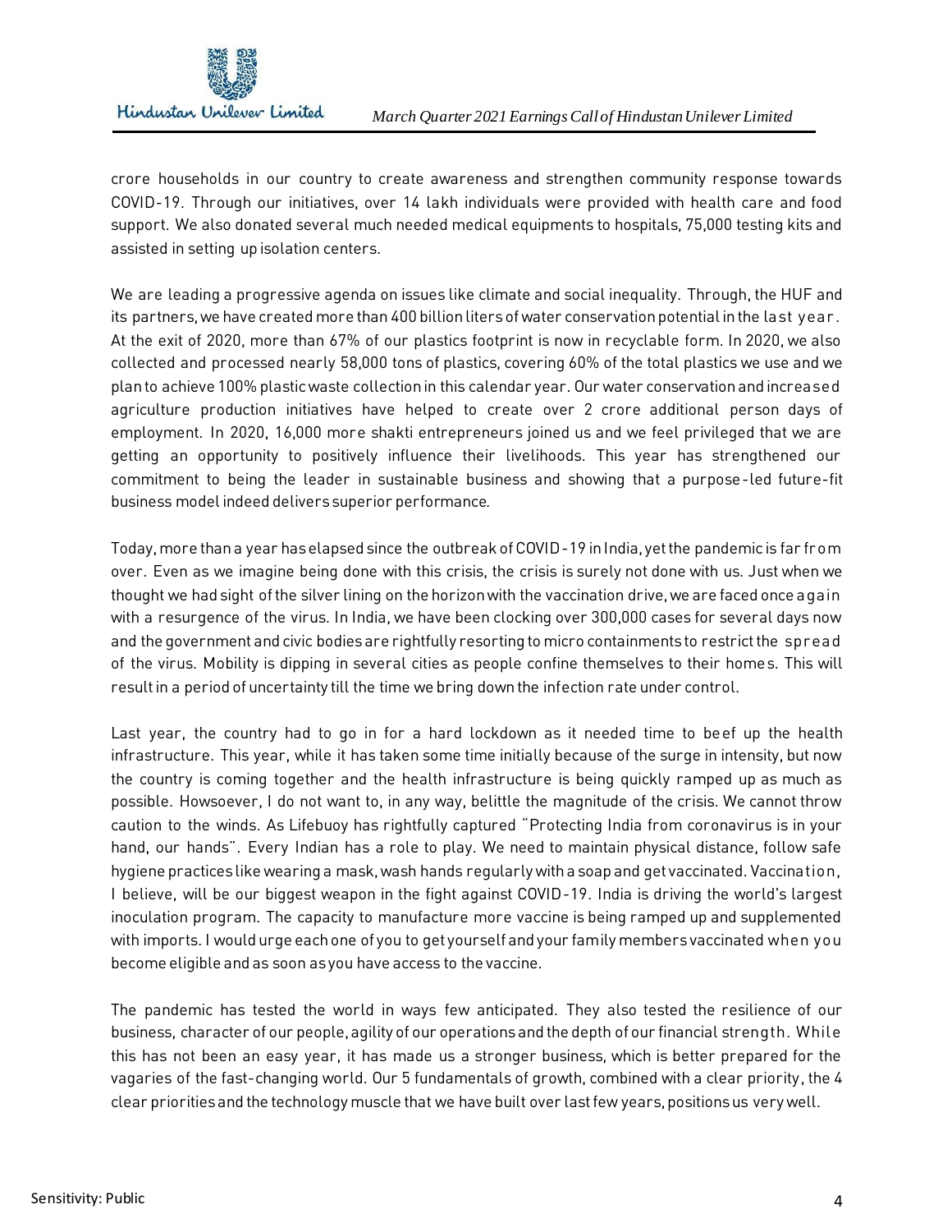crore households in our country to create awareness and strengthen community response towards COVID-19. Through our initiatives, over 14 lakh individuals were provided with health care and food support. We also donated several much needed medical equipments to hospitals, 75,000 testing kits and assisted in setting up isolation centers.

We are leading a progressive agenda on issues like climate and social inequality. Through, the HUF and its partners, we have created more than 400 billion liters of water conservation potential in the last year. At the exit of 2020, more than 67% of our plastics footprint is now in recyclable form. In 2020, we also collected and processed nearly 58,000 tons of plastics, covering 60% of the total plastics we use and we plan to achieve 100% plastic waste collection in this calendar year. Our water conservation and increased agriculture production initiatives have helped to create over 2 crore additional person days of employment. In 2020, 16,000 more shakti entrepreneurs joined us and we feel privileged that we are getting an opportunity to positively influence their livelihoods. This year has strengthened our commitment to being the leader in sustainable business and showing that a purpose-led future-fit business model indeed delivers superior performance.

Today, more than a year has elapsed since the outbreak of COVID-19 in India, yet the pandemic is far from over. Even as we imagine being done with this crisis, the crisis is surely not done with us. Just when we thought we had sight of the silver lining on the horizon with the vaccination drive, we are faced once again with a resurgence of the virus. In India, we have been clocking over 300,000 cases for several days now and the government and civic bodies are rightfully resorting to micro containments to restrict the spread of the virus. Mobility is dipping in several cities as people confine themselves to their homes. This will result in a period of uncertainty till the time we bring down the infection rate under control.

Last year, the country had to go in for a hard lockdown as it needed time to beef up the health infrastructure. This year, while it has taken some time initially because of the surge in intensity, but now the country is coming together and the health infrastructure is being quickly ramped up as much as possible. Howsoever, I do not want to, in any way, belittle the magnitude of the crisis. We cannot throw caution to the winds. As Lifebuoy has rightfully captured "Protecting India from coronavirus is in your hand, our hands". Every Indian has a role to play. We need to maintain physical distance, follow safe hygiene practices like wearing a mask, wash hands regularly with a soap and get vaccinated. Vaccination, I believe, will be our biggest weapon in the fight against COVID-19. India is driving the world's largest inoculation program. The capacity to manufacture more vaccine is being ramped up and supplemented with imports. I would urge each one of you to get yourself and your family members vaccinated when you become eligible and as soon as you have access to the vaccine.

The pandemic has tested the world in ways few anticipated. They also tested the resilience of our business, character of our people, agility of our operations and the depth of our financial strength. While this has not been an easy year, it has made us a stronger business, which is better prepared for the vagaries of the fast-changing world. Our 5 fundamentals of growth, combined with a clear priority, the 4 clear priorities and the technology muscle that we have built over last few years, positions us very well.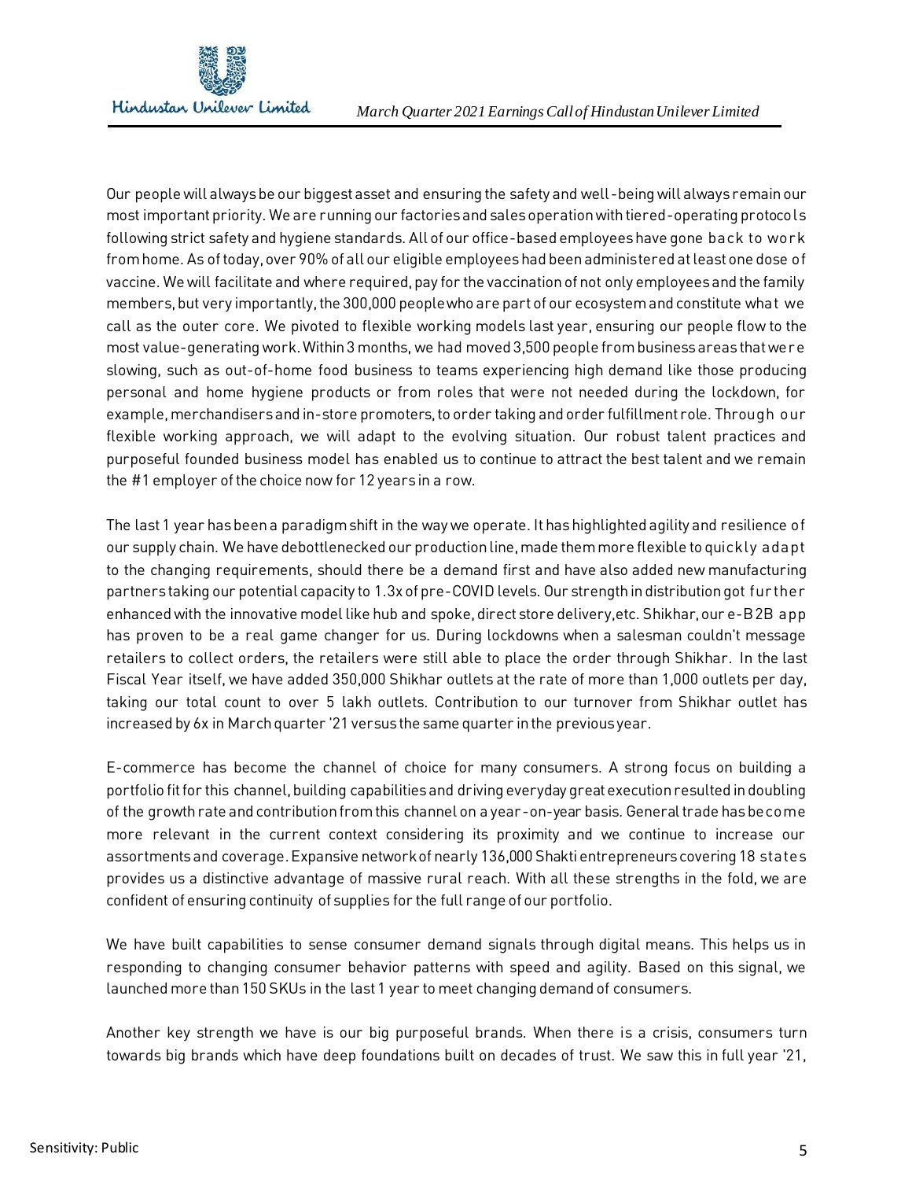Our people will always be our biggest asset and ensuring the safety and well-being will always remain our most important priority. We are running our factories and sales operation with tiered-operating protocols following strict safety and hygiene standards. All of our office-based employees have gone back to work from home. As of today, over 90% of all our eligible employees had been administered at least one dose of vaccine. We will facilitate and where required, pay for the vaccination of not only employees and the family members, but very importantly, the 300,000 people who are part of our ecosystem and constitute what we call as the outer core. We pivoted to flexible working models last year, ensuring our people flow to the most value-generating work. Within 3 months, we had moved 3,500 people from business areas that were slowing, such as out-of-home food business to teams experiencing high demand like those producing personal and home hygiene products or from roles that were not needed during the lockdown, for example, merchandisers and in-store promoters, to order taking and order fulfillment role. Through our flexible working approach, we will adapt to the evolving situation. Our robust talent practices and purposeful founded business model has enabled us to continue to attract the best talent and we remain the #1 employer of the choice now for 12 years in a row.

The last 1 year has been a paradigm shift in the way we operate. It has highlighted agility and resilience of our supply chain. We have debottlenecked our production line, made them more flexible to quickly adapt to the changing requirements, should there be a demand first and have also added new manufacturing partners taking our potential capacity to 1.3x of pre-COVID levels. Our strength in distribution got further enhanced with the innovative model like hub and spoke, direct store delivery, etc. Shikhar, our e-B2B app has proven to be a real game changer for us. During lockdowns when a salesman couldn't message retailers to collect orders, the retailers were still able to place the order through Shikhar. In the last Fiscal Year itself, we have added 350,000 Shikhar outlets at the rate of more than 1,000 outlets per day, taking our total count to over 5 lakh outlets. Contribution to our turnover from Shikhar outlet has increased by 6x in March quarter '21 versus the same quarter in the previous year.

E-commerce has become the channel of choice for many consumers. A strong focus on building a portfolio fit for this channel, building capabilities and driving everyday great execution resulted in doubling of the growth rate and contribution from this channel on a year-on-year basis. General trade has become more relevant in the current context considering its proximity and we continue to increase our assortments and coverage. Expansive network of nearly 136,000 Shakti entrepreneurs covering 18 states provides us a distinctive advantage of massive rural reach. With all these strengths in the fold, we are confident of ensuring continuity of supplies for the full range of our portfolio.

We have built capabilities to sense consumer demand signals through digital means. This helps us in responding to changing consumer behavior patterns with speed and agility. Based on this signal, we launched more than 150 SKUs in the last 1 year to meet changing demand of consumers.

Another key strength we have is our big purposeful brands. When there is a crisis, consumers turn towards big brands which have deep foundations built on decades of trust. We saw this in full year '21,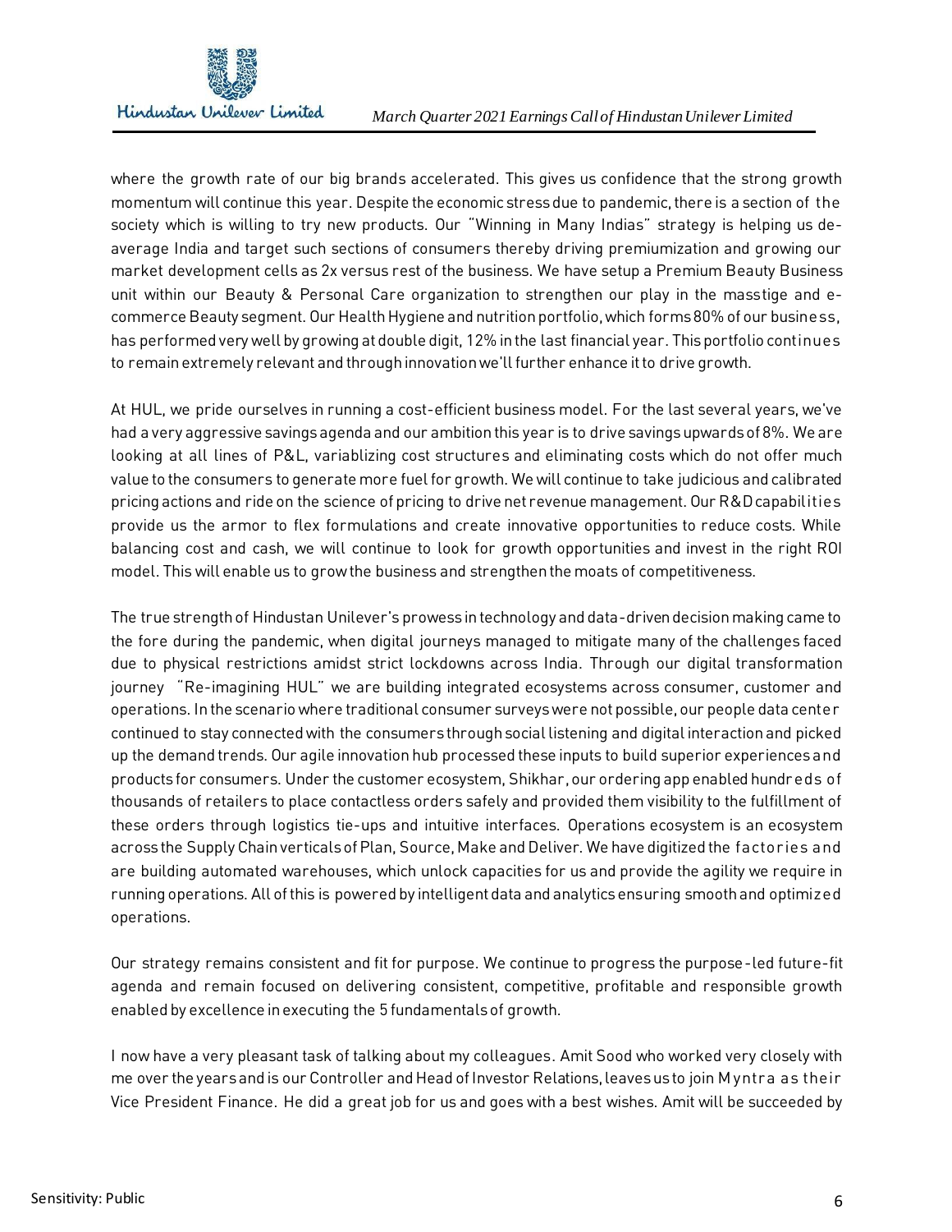where the growth rate of our big brands accelerated. This gives us confidence that the strong growth momentum will continue this year. Despite the economic stress due to pandemic, there is a section of the society which is willing to try new products. Our "Winning in Many Indias" strategy is helping us de-average India and target such sections of consumers thereby driving premiumization and growing our market development cells as 2x versus rest of the business. We have setup a Premium Beauty Business unit within our Beauty & Personal Care organization to strengthen our play in the masstige and e-commerce Beauty segment. Our Health Hygiene and nutrition portfolio, which forms 80% of our business, has performed very well by growing at double digit, 12% in the last financial year. This portfolio continues to remain extremely relevant and through innovation we'll further enhance it to drive growth.

At HUL, we pride ourselves in running a cost-efficient business model. For the last several years, we've had a very aggressive savings agenda and our ambition this year is to drive savings upwards of 8%. We are looking at all lines of P&L, variablizing cost structures and eliminating costs which do not offer much value to the consumers to generate more fuel for growth. We will continue to take judicious and calibrated pricing actions and ride on the science of pricing to drive net revenue management. Our R&D capabilities provide us the armor to flex formulations and create innovative opportunities to reduce costs. While balancing cost and cash, we will continue to look for growth opportunities and invest in the right ROI model. This will enable us to grow the business and strengthen the moats of competitiveness.

The true strength of Hindustan Unilever's prowess in technology and data-driven decision making came to the fore during the pandemic, when digital journeys managed to mitigate many of the challenges faced due to physical restrictions amidst strict lockdowns across India. Through our digital transformation journey "Re-imagining HUL" we are building integrated ecosystems across consumer, customer and operations. In the scenario where traditional consumer surveys were not possible, our people data center continued to stay connected with the consumers through social listening and digital interaction and picked up the demand trends. Our agile innovation hub processed these inputs to build superior experiences and products for consumers. Under the customer ecosystem, Shikhar, our ordering app enabled hundreds of thousands of retailers to place contactless orders safely and provided them visibility to the fulfillment of these orders through logistics tie-ups and intuitive interfaces. Operations ecosystem is an ecosystem across the Supply Chain verticals of Plan, Source, Make and Deliver. We have digitized the factories and are building automated warehouses, which unlock capacities for us and provide the agility we require in running operations. All of this is powered by intelligent data and analytics ensuring smooth and optimized operations.

Our strategy remains consistent and fit for purpose. We continue to progress the purpose-led future-fit agenda and remain focused on delivering consistent, competitive, profitable and responsible growth enabled by excellence in executing the 5 fundamentals of growth.

I now have a very pleasant task of talking about my colleagues. Amit Sood who worked very closely with me over the years and is our Controller and Head of Investor Relations, leaves us to join Myntra as their Vice President Finance. He did a great job for us and goes with a best wishes. Amit will be succeeded by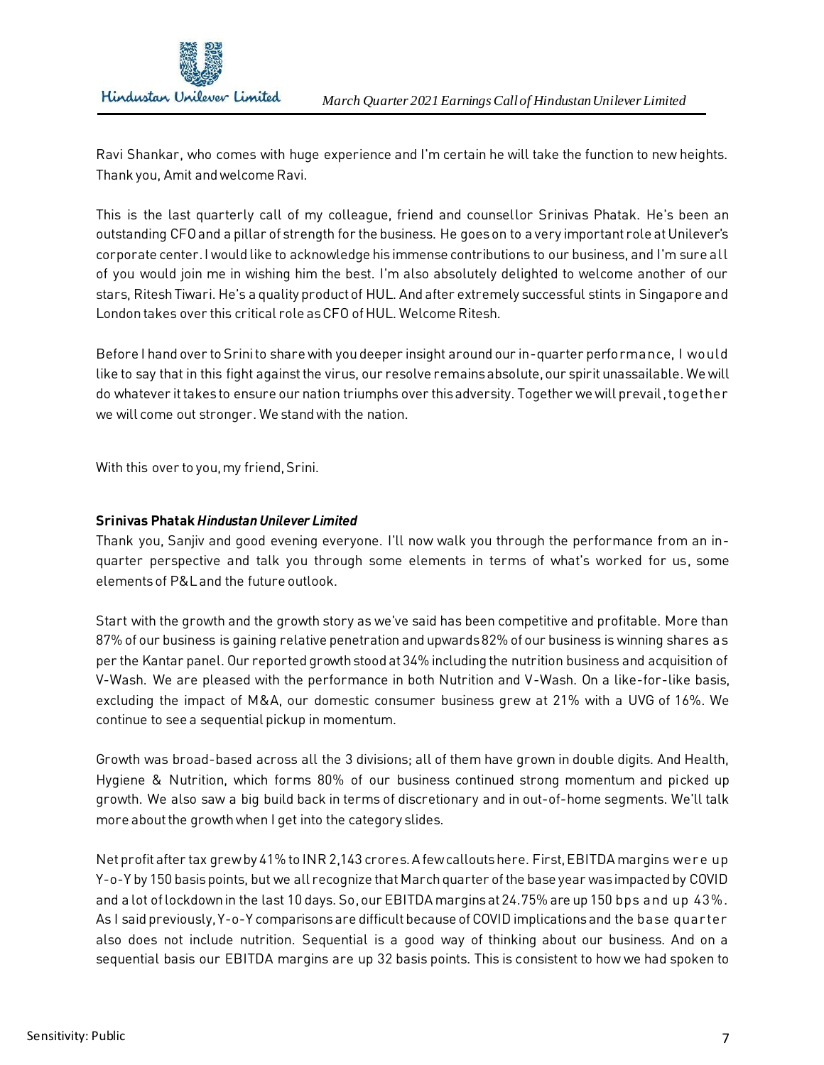Ravi Shankar, who comes with huge experience and I'm certain he will take the function to new heights. Thank you, Amit and welcome Ravi.

This is the last quarterly call of my colleague, friend and counsellor Srinivas Phatak. He's been an outstanding CFO and a pillar of strength for the business. He goes on to a very important role at Unilever's corporate center. I would like to acknowledge his immense contributions to our business, and I'm sure all of you would join me in wishing him the best. I'm also absolutely delighted to welcome another of our stars, Ritesh Tiwari. He's a quality product of HUL. And after extremely successful stints in Singapore and London takes over this critical role as CFO of HUL. Welcome Ritesh.

Before I hand over to Srini to share with you deeper insight around our in-quarter performance, I would like to say that in this fight against the virus, our resolve remains absolute, our spirit unassailable. We will do whatever it takes to ensure our nation triumphs over this adversity. Together we will prevail, together we will come out stronger. We stand with the nation.

With this over to you, my friend, Srini.

**Srinivas Phatak** ***Hindustan Unilever Limited***

Thank you, Sanjiv and good evening everyone. I'll now walk you through the performance from an in-quarter perspective and talk you through some elements in terms of what's worked for us, some elements of P&L and the future outlook.

Start with the growth and the growth story as we've said has been competitive and profitable. More than 87% of our business is gaining relative penetration and upwards 82% of our business is winning shares as per the Kantar panel. Our reported growth stood at 34% including the nutrition business and acquisition of V-Wash. We are pleased with the performance in both Nutrition and V-Wash. On a like-for-like basis, excluding the impact of M&A, our domestic consumer business grew at 21% with a UVG of 16%. We continue to see a sequential pickup in momentum.

Growth was broad-based across all the 3 divisions; all of them have grown in double digits. And Health, Hygiene & Nutrition, which forms 80% of our business continued strong momentum and picked up growth. We also saw a big build back in terms of discretionary and in out-of-home segments. We'll talk more about the growth when I get into the category slides.

Net profit after tax grew by 41% to INR 2,143 crores. A few callouts here. First, EBITDA margins were up Y-o-Y by 150 basis points, but we all recognize that March quarter of the base year was impacted by COVID and a lot of lockdown in the last 10 days. So, our EBITDA margins at 24.75% are up 150 bps and up 43%. As I said previously, Y-o-Y comparisons are difficult because of COVID implications and the base quarter also does not include nutrition. Sequential is a good way of thinking about our business. And on a sequential basis our EBITDA margins are up 32 basis points. This is consistent to how we had spoken to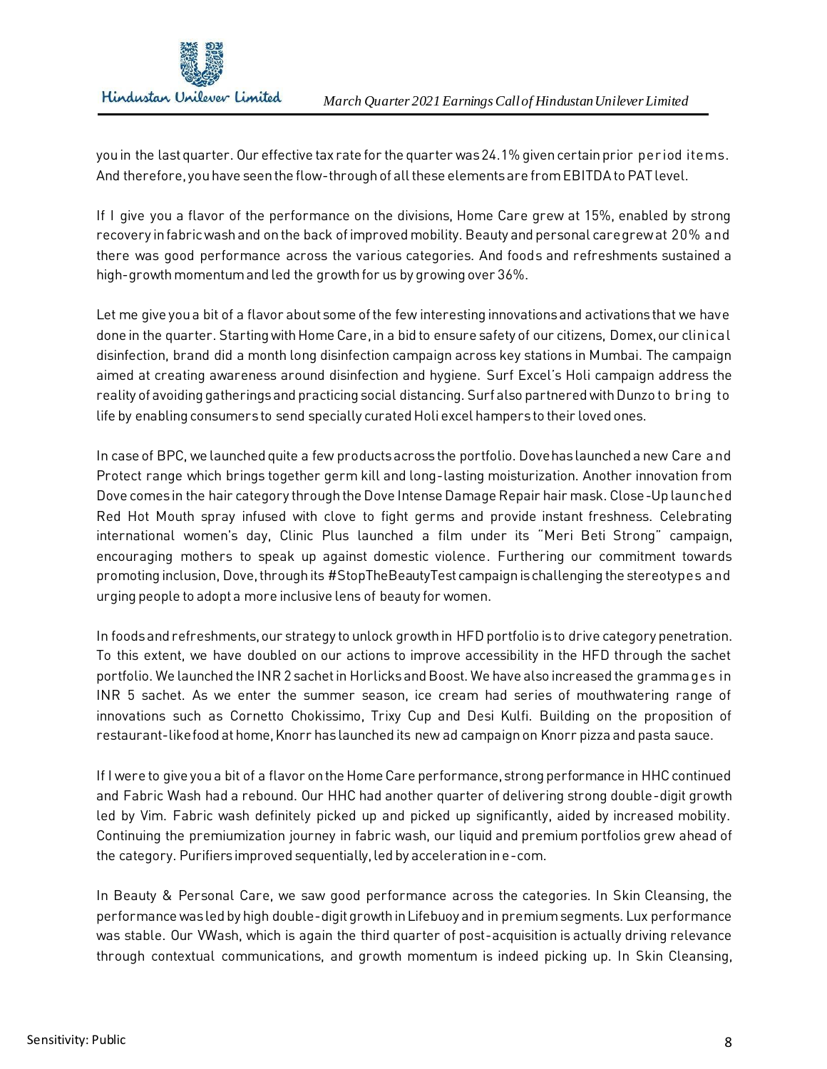you in the last quarter. Our effective tax rate for the quarter was 24.1% given certain prior period items. And therefore, you have seen the flow-through of all these elements are from EBITDA to PAT level.

If I give you a flavor of the performance on the divisions, Home Care grew at 15%, enabled by strong recovery in fabric wash and on the back of improved mobility. Beauty and personal care grew at 20% and there was good performance across the various categories. And foods and refreshments sustained a high-growth momentum and led the growth for us by growing over 36%.

Let me give you a bit of a flavor about some of the few interesting innovations and activations that we have done in the quarter. Starting with Home Care, in a bid to ensure safety of our citizens, Domex, our clinical disinfection, brand did a month long disinfection campaign across key stations in Mumbai. The campaign aimed at creating awareness around disinfection and hygiene. Surf Excel's Holi campaign address the reality of avoiding gatherings and practicing social distancing. Surf also partnered with Dunzo to bring to life by enabling consumers to send specially curated Holi excel hampers to their loved ones.

In case of BPC, we launched quite a few products across the portfolio. Dove has launched a new Care and Protect range which brings together germ kill and long-lasting moisturization. Another innovation from Dove comes in the hair category through the Dove Intense Damage Repair hair mask. Close-Up launched Red Hot Mouth spray infused with clove to fight germs and provide instant freshness. Celebrating international women's day, Clinic Plus launched a film under its "Meri Beti Strong" campaign, encouraging mothers to speak up against domestic violence. Furthering our commitment towards promoting inclusion, Dove, through its #StopTheBeautyTest campaign is challenging the stereotypes and urging people to adopt a more inclusive lens of beauty for women.

In foods and refreshments, our strategy to unlock growth in HFD portfolio is to drive category penetration. To this extent, we have doubled on our actions to improve accessibility in the HFD through the sachet portfolio. We launched the INR 2 sachet in Horlicks and Boost. We have also increased the grammages in INR 5 sachet. As we enter the summer season, ice cream had series of mouthwatering range of innovations such as Cornetto Chokissimo, Trixy Cup and Desi Kulfi. Building on the proposition of restaurant-like food at home, Knorr has launched its new ad campaign on Knorr pizza and pasta sauce.

If I were to give you a bit of a flavor on the Home Care performance, strong performance in HHC continued and Fabric Wash had a rebound. Our HHC had another quarter of delivering strong double-digit growth led by Vim. Fabric wash definitely picked up and picked up significantly, aided by increased mobility. Continuing the premiumization journey in fabric wash, our liquid and premium portfolios grew ahead of the category. Purifiers improved sequentially, led by acceleration in e-com.

In Beauty & Personal Care, we saw good performance across the categories. In Skin Cleansing, the performance was led by high double-digit growth in Lifebuoy and in premium segments. Lux performance was stable. Our VWash, which is again the third quarter of post-acquisition is actually driving relevance through contextual communications, and growth momentum is indeed picking up. In Skin Cleansing,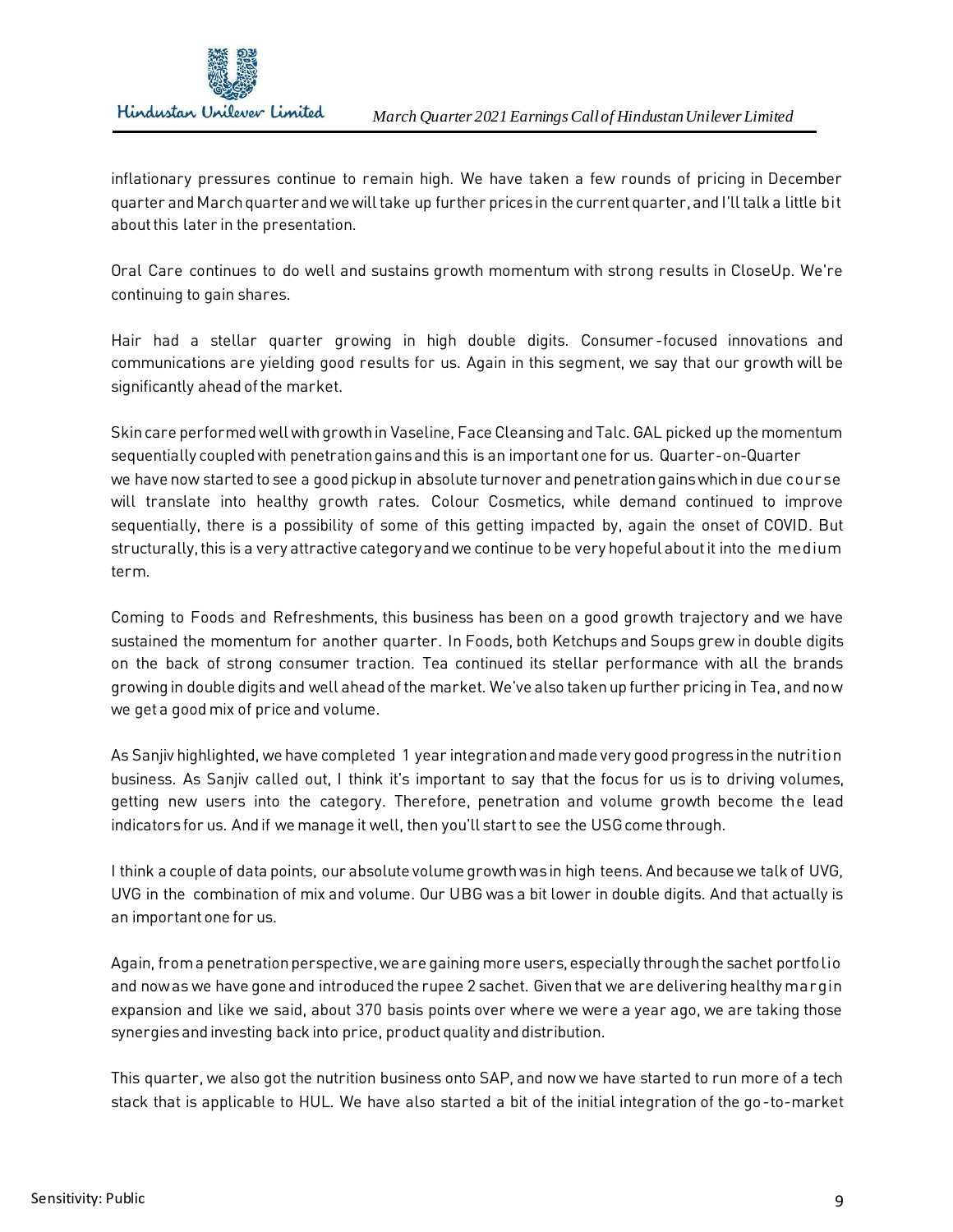inflationary pressures continue to remain high. We have taken a few rounds of pricing in December quarter and March quarter and we will take up further prices in the current quarter, and I'll talk a little bit about this later in the presentation.

Oral Care continues to do well and sustains growth momentum with strong results in CloseUp. We're continuing to gain shares.

Hair had a stellar quarter growing in high double digits. Consumer-focused innovations and communications are yielding good results for us. Again in this segment, we say that our growth will be significantly ahead of the market.

Skin care performed well with growth in Vaseline, Face Cleansing and Talc. GAL picked up the momentum sequentially coupled with penetration gains and this is an important one for us. Quarter-on-Quarter we have now started to see a good pickup in absolute turnover and penetration gains which in due course will translate into healthy growth rates. Colour Cosmetics, while demand continued to improve sequentially, there is a possibility of some of this getting impacted by, again the onset of COVID. But structurally, this is a very attractive category and we continue to be very hopeful about it into the medium term.

Coming to Foods and Refreshments, this business has been on a good growth trajectory and we have sustained the momentum for another quarter. In Foods, both Ketchups and Soups grew in double digits on the back of strong consumer traction. Tea continued its stellar performance with all the brands growing in double digits and well ahead of the market. We've also taken up further pricing in Tea, and now we get a good mix of price and volume.

As Sanjiv highlighted, we have completed 1 year integration and made very good progress in the nutrition business. As Sanjiv called out, I think it's important to say that the focus for us is to driving volumes, getting new users into the category. Therefore, penetration and volume growth become the lead indicators for us. And if we manage it well, then you'll start to see the USG come through.

I think a couple of data points, our absolute volume growth was in high teens. And because we talk of UVG, UVG in the combination of mix and volume. Our UBG was a bit lower in double digits. And that actually is an important one for us.

Again, from a penetration perspective, we are gaining more users, especially through the sachet portfolio and now as we have gone and introduced the rupee 2 sachet. Given that we are delivering healthy margin expansion and like we said, about 370 basis points over where we were a year ago, we are taking those synergies and investing back into price, product quality and distribution.

This quarter, we also got the nutrition business onto SAP, and now we have started to run more of a tech stack that is applicable to HUL. We have also started a bit of the initial integration of the go-to-market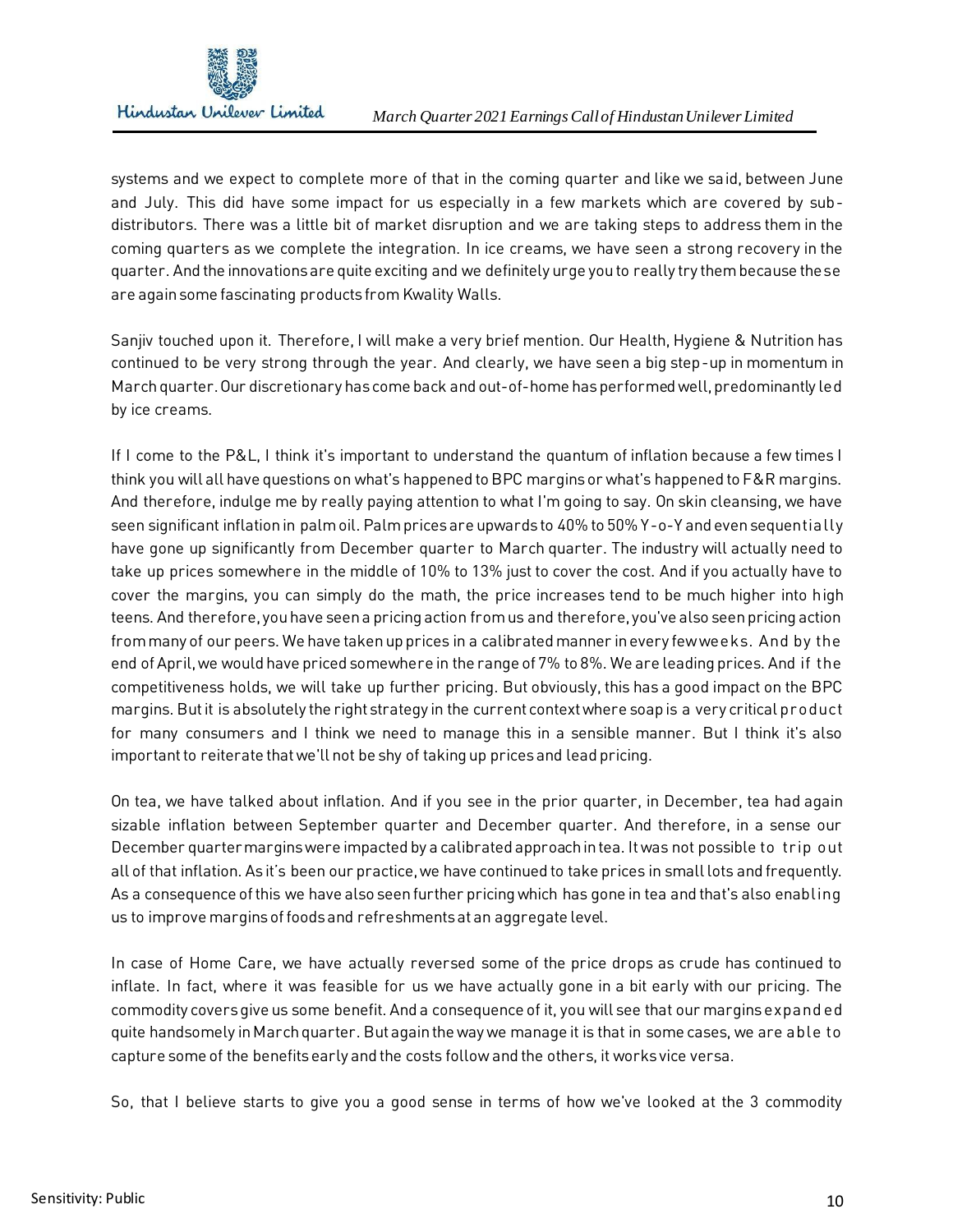systems and we expect to complete more of that in the coming quarter and like we said, between June and July. This did have some impact for us especially in a few markets which are covered by sub-distributors. There was a little bit of market disruption and we are taking steps to address them in the coming quarters as we complete the integration. In ice creams, we have seen a strong recovery in the quarter. And the innovations are quite exciting and we definitely urge you to really try them because these are again some fascinating products from Kwality Walls.

Sanjiv touched upon it. Therefore, I will make a very brief mention. Our Health, Hygiene & Nutrition has continued to be very strong through the year. And clearly, we have seen a big step-up in momentum in March quarter. Our discretionary has come back and out-of-home has performed well, predominantly led by ice creams.

If I come to the P&L, I think it's important to understand the quantum of inflation because a few times I think you will all have questions on what's happened to BPC margins or what's happened to F&R margins. And therefore, indulge me by really paying attention to what I'm going to say. On skin cleansing, we have seen significant inflation in palm oil. Palm prices are upwards to 40% to 50% Y-o-Y and even sequentially have gone up significantly from December quarter to March quarter. The industry will actually need to take up prices somewhere in the middle of 10% to 13% just to cover the cost. And if you actually have to cover the margins, you can simply do the math, the price increases tend to be much higher into high teens. And therefore, you have seen a pricing action from us and therefore, you've also seen pricing action from many of our peers. We have taken up prices in a calibrated manner in every few weeks. And by the end of April, we would have priced somewhere in the range of 7% to 8%. We are leading prices. And if the competitiveness holds, we will take up further pricing. But obviously, this has a good impact on the BPC margins. But it is absolutely the right strategy in the current context where soap is a very critical product for many consumers and I think we need to manage this in a sensible manner. But I think it's also important to reiterate that we'll not be shy of taking up prices and lead pricing.

On tea, we have talked about inflation. And if you see in the prior quarter, in December, tea had again sizable inflation between September quarter and December quarter. And therefore, in a sense our December quarter margins were impacted by a calibrated approach in tea. It was not possible to trip out all of that inflation. As it's been our practice, we have continued to take prices in small lots and frequently. As a consequence of this we have also seen further pricing which has gone in tea and that's also enabling us to improve margins of foods and refreshments at an aggregate level.

In case of Home Care, we have actually reversed some of the price drops as crude has continued to inflate. In fact, where it was feasible for us we have actually gone in a bit early with our pricing. The commodity covers give us some benefit. And a consequence of it, you will see that our margins expanded quite handsomely in March quarter. But again the way we manage it is that in some cases, we are able to capture some of the benefits early and the costs follow and the others, it works vice versa.

So, that I believe starts to give you a good sense in terms of how we've looked at the 3 commodity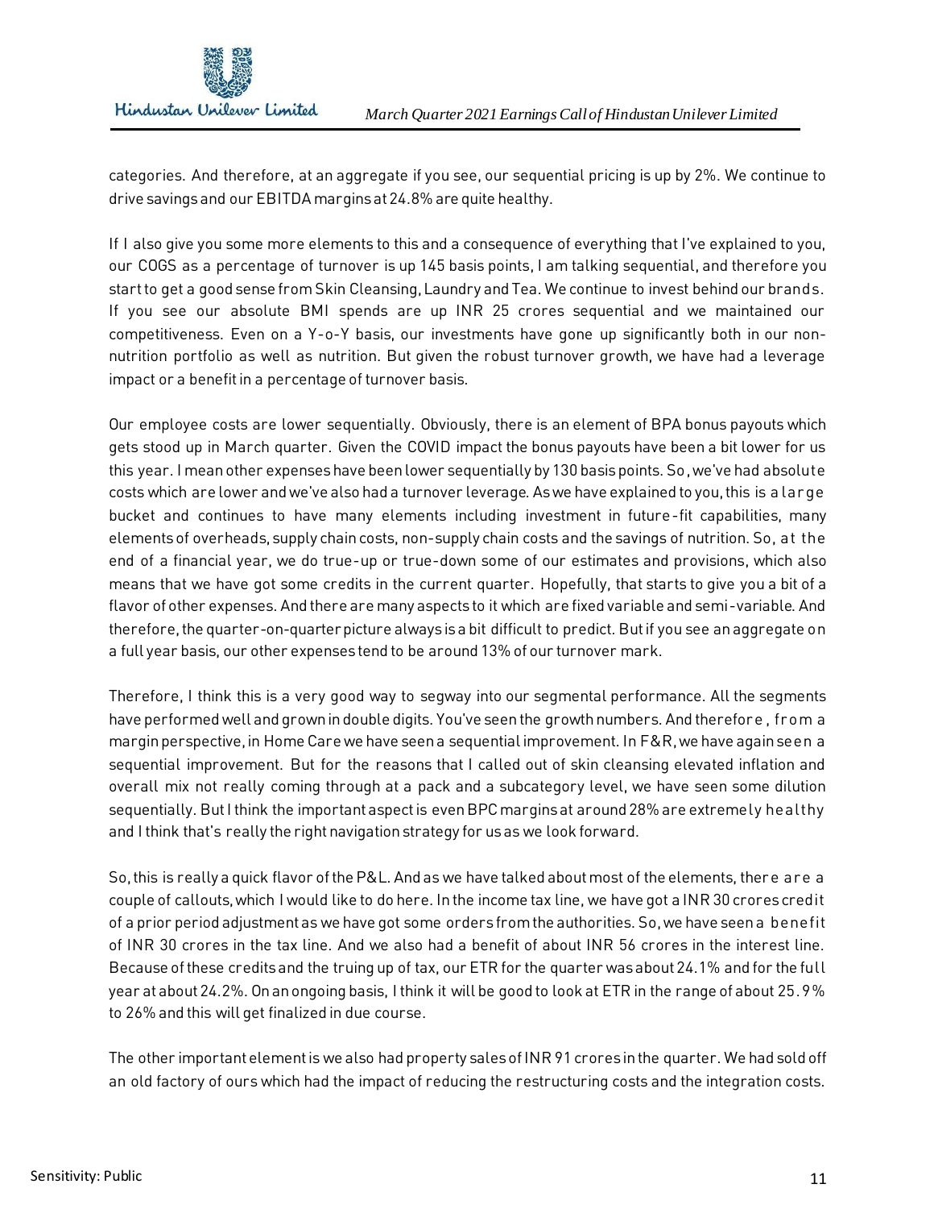categories. And therefore, at an aggregate if you see, our sequential pricing is up by 2%. We continue to drive savings and our EBITDA margins at 24.8% are quite healthy.

If I also give you some more elements to this and a consequence of everything that I've explained to you, our COGS as a percentage of turnover is up 145 basis points, I am talking sequential, and therefore you start to get a good sense from Skin Cleansing, Laundry and Tea. We continue to invest behind our brands. If you see our absolute BMI spends are up INR 25 crores sequential and we maintained our competitiveness. Even on a Y-o-Y basis, our investments have gone up significantly both in our non-nutrition portfolio as well as nutrition. But given the robust turnover growth, we have had a leverage impact or a benefit in a percentage of turnover basis.

Our employee costs are lower sequentially. Obviously, there is an element of BPA bonus payouts which gets stood up in March quarter. Given the COVID impact the bonus payouts have been a bit lower for us this year. I mean other expenses have been lower sequentially by 130 basis points. So, we've had absolute costs which are lower and we've also had a turnover leverage. As we have explained to you, this is a large bucket and continues to have many elements including investment in future-fit capabilities, many elements of overheads, supply chain costs, non-supply chain costs and the savings of nutrition. So, at the end of a financial year, we do true-up or true-down some of our estimates and provisions, which also means that we have got some credits in the current quarter. Hopefully, that starts to give you a bit of a flavor of other expenses. And there are many aspects to it which are fixed variable and semi-variable. And therefore, the quarter-on-quarter picture always is a bit difficult to predict. But if you see an aggregate on a full year basis, our other expenses tend to be around 13% of our turnover mark.

Therefore, I think this is a very good way to segway into our segmental performance. All the segments have performed well and grown in double digits. You've seen the growth numbers. And therefore, from a margin perspective, in Home Care we have seen a sequential improvement. In F&R, we have again seen a sequential improvement. But for the reasons that I called out of skin cleansing elevated inflation and overall mix not really coming through at a pack and a subcategory level, we have seen some dilution sequentially. But I think the important aspect is even BPC margins at around 28% are extremely healthy and I think that's really the right navigation strategy for us as we look forward.

So, this is really a quick flavor of the P&L. And as we have talked about most of the elements, there are a couple of callouts, which I would like to do here. In the income tax line, we have got a INR 30 crores credit of a prior period adjustment as we have got some orders from the authorities. So, we have seen a benefit of INR 30 crores in the tax line. And we also had a benefit of about INR 56 crores in the interest line. Because of these credits and the truing up of tax, our ETR for the quarter was about 24.1% and for the full year at about 24.2%. On an ongoing basis, I think it will be good to look at ETR in the range of about 25.9% to 26% and this will get finalized in due course.

The other important element is we also had property sales of INR 91 crores in the quarter. We had sold off an old factory of ours which had the impact of reducing the restructuring costs and the integration costs.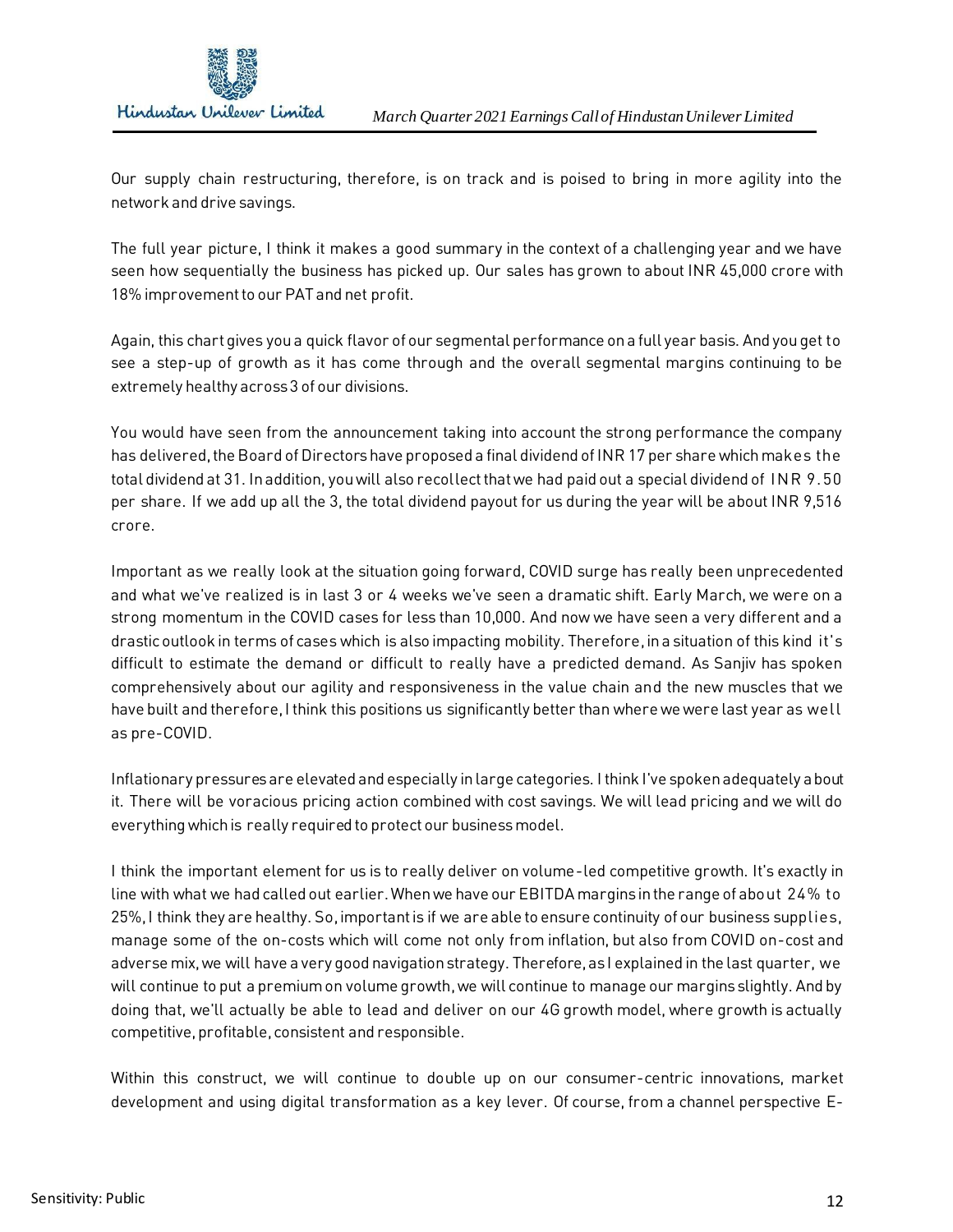Our supply chain restructuring, therefore, is on track and is poised to bring in more agility into the network and drive savings.

The full year picture, I think it makes a good summary in the context of a challenging year and we have seen how sequentially the business has picked up. Our sales has grown to about INR 45,000 crore with 18% improvement to our PAT and net profit.

Again, this chart gives you a quick flavor of our segmental performance on a full year basis. And you get to see a step-up of growth as it has come through and the overall segmental margins continuing to be extremely healthy across 3 of our divisions.

You would have seen from the announcement taking into account the strong performance the company has delivered, the Board of Directors have proposed a final dividend of INR 17 per share which makes the total dividend at 31. In addition, you will also recollect that we had paid out a special dividend of INR 9.50 per share. If we add up all the 3, the total dividend payout for us during the year will be about INR 9,516 crore.

Important as we really look at the situation going forward, COVID surge has really been unprecedented and what we've realized is in last 3 or 4 weeks we've seen a dramatic shift. Early March, we were on a strong momentum in the COVID cases for less than 10,000. And now we have seen a very different and a drastic outlook in terms of cases which is also impacting mobility. Therefore, in a situation of this kind it's difficult to estimate the demand or difficult to really have a predicted demand. As Sanjiv has spoken comprehensively about our agility and responsiveness in the value chain and the new muscles that we have built and therefore, I think this positions us significantly better than where we were last year as well as pre-COVID.

Inflationary pressures are elevated and especially in large categories. I think I've spoken adequately about it. There will be voracious pricing action combined with cost savings. We will lead pricing and we will do everything which is really required to protect our business model.

I think the important element for us is to really deliver on volume-led competitive growth. It's exactly in line with what we had called out earlier. When we have our EBITDA margins in the range of about 24% to 25%, I think they are healthy. So, important is if we are able to ensure continuity of our business supplies, manage some of the on-costs which will come not only from inflation, but also from COVID on-cost and adverse mix, we will have a very good navigation strategy. Therefore, as I explained in the last quarter, we will continue to put a premium on volume growth, we will continue to manage our margins slightly. And by doing that, we'll actually be able to lead and deliver on our 4G growth model, where growth is actually competitive, profitable, consistent and responsible.

Within this construct, we will continue to double up on our consumer-centric innovations, market development and using digital transformation as a key lever. Of course, from a channel perspective E-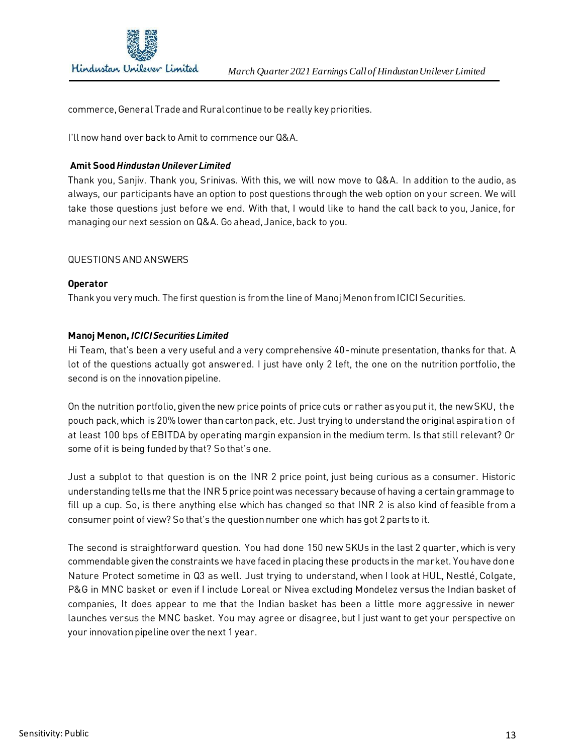commerce, General Trade and Rural continue to be really key priorities.

I'll now hand over back to Amit to commence our Q&A.

**Amit Sood** ***Hindustan Unilever Limited***

Thank you, Sanjiv. Thank you, Srinivas. With this, we will now move to Q&A. In addition to the audio, as always, our participants have an option to post questions through the web option on your screen. We will take those questions just before we end. With that, I would like to hand the call back to you, Janice, for managing our next session on Q&A. Go ahead, Janice, back to you.

QUESTIONS AND ANSWERS

**Operator**

Thank you very much. The first question is from the line of Manoj Menon from ICICI Securities.

**Manoj Menon,** ***ICICI Securities Limited***

Hi Team, that's been a very useful and a very comprehensive 40-minute presentation, thanks for that. A lot of the questions actually got answered. I just have only 2 left, the one on the nutrition portfolio, the second is on the innovation pipeline.

On the nutrition portfolio, given the new price points of price cuts or rather as you put it, the new SKU, the pouch pack, which is 20% lower than carton pack, etc. Just trying to understand the original aspiration of at least 100 bps of EBITDA by operating margin expansion in the medium term. Is that still relevant? Or some of it is being funded by that? So that's one.

Just a subplot to that question is on the INR 2 price point, just being curious as a consumer. Historic understanding tells me that the INR 5 price point was necessary because of having a certain grammage to fill up a cup. So, is there anything else which has changed so that INR 2 is also kind of feasible from a consumer point of view? So that's the question number one which has got 2 parts to it.

The second is straightforward question. You had done 150 new SKUs in the last 2 quarter, which is very commendable given the constraints we have faced in placing these products in the market. You have done Nature Protect sometime in Q3 as well. Just trying to understand, when I look at HUL, Nestlé, Colgate, P&G in MNC basket or even if I include Loreal or Nivea excluding Mondelez versus the Indian basket of companies, It does appear to me that the Indian basket has been a little more aggressive in newer launches versus the MNC basket. You may agree or disagree, but I just want to get your perspective on your innovation pipeline over the next 1 year.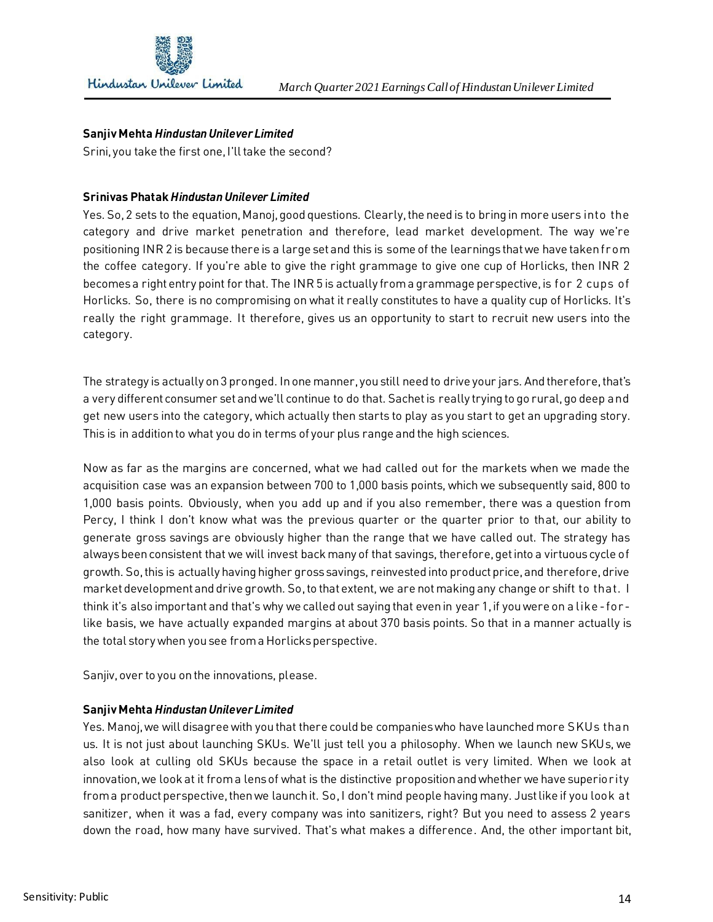**Sanjiv Mehta** ***Hindustan Unilever Limited***

Srini, you take the first one, I'll take the second?

**Srinivas Phatak** ***Hindustan Unilever Limited***

Yes. So, 2 sets to the equation, Manoj, good questions. Clearly, the need is to bring in more users into the category and drive market penetration and therefore, lead market development. The way we're positioning INR 2 is because there is a large set and this is some of the learnings that we have taken from the coffee category. If you're able to give the right grammage to give one cup of Horlicks, then INR 2 becomes a right entry point for that. The INR 5 is actually from a grammage perspective, is for 2 cups of Horlicks. So, there is no compromising on what it really constitutes to have a quality cup of Horlicks. It's really the right grammage. It therefore, gives us an opportunity to start to recruit new users into the category.

The strategy is actually on 3 pronged. In one manner, you still need to drive your jars. And therefore, that's a very different consumer set and we'll continue to do that. Sachet is really trying to go rural, go deep and get new users into the category, which actually then starts to play as you start to get an upgrading story. This is in addition to what you do in terms of your plus range and the high sciences.

Now as far as the margins are concerned, what we had called out for the markets when we made the acquisition case was an expansion between 700 to 1,000 basis points, which we subsequently said, 800 to 1,000 basis points. Obviously, when you add up and if you also remember, there was a question from Percy, I think I don't know what was the previous quarter or the quarter prior to that, our ability to generate gross savings are obviously higher than the range that we have called out. The strategy has always been consistent that we will invest back many of that savings, therefore, get into a virtuous cycle of growth. So, this is actually having higher gross savings, reinvested into product price, and therefore, drive market development and drive growth. So, to that extent, we are not making any change or shift to that. I think it's also important and that's why we called out saying that even in year 1, if you were on a like-for-like basis, we have actually expanded margins at about 370 basis points. So that in a manner actually is the total story when you see from a Horlicks perspective.

Sanjiv, over to you on the innovations, please.

**Sanjiv Mehta** ***Hindustan Unilever Limited***

Yes. Manoj, we will disagree with you that there could be companies who have launched more SKUs than us. It is not just about launching SKUs. We'll just tell you a philosophy. When we launch new SKUs, we also look at culling old SKUs because the space in a retail outlet is very limited. When we look at innovation, we look at it from a lens of what is the distinctive proposition and whether we have superiority from a product perspective, then we launch it. So, I don't mind people having many. Just like if you look at sanitizer, when it was a fad, every company was into sanitizers, right? But you need to assess 2 years down the road, how many have survived. That's what makes a difference. And, the other important bit,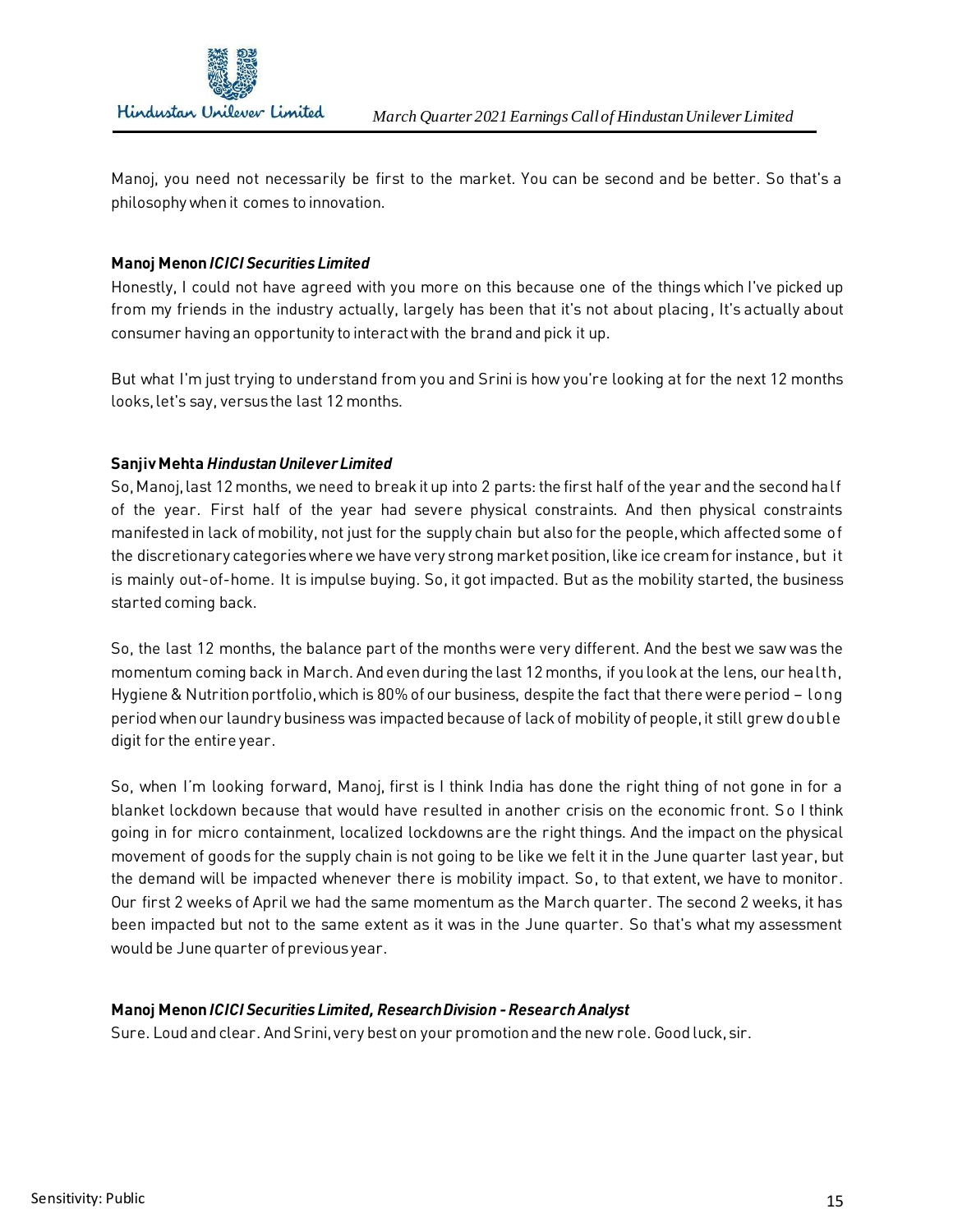Manoj, you need not necessarily be first to the market. You can be second and be better. So that's a philosophy when it comes to innovation.

**Manoj Menon** ***ICICI Securities Limited***

Honestly, I could not have agreed with you more on this because one of the things which I've picked up from my friends in the industry actually, largely has been that it's not about placing, It's actually about consumer having an opportunity to interact with the brand and pick it up.

But what I'm just trying to understand from you and Srini is how you're looking at for the next 12 months looks, let's say, versus the last 12 months.

**Sanjiv Mehta** ***Hindustan Unilever Limited***

So, Manoj, last 12 months, we need to break it up into 2 parts: the first half of the year and the second half of the year. First half of the year had severe physical constraints. And then physical constraints manifested in lack of mobility, not just for the supply chain but also for the people, which affected some of the discretionary categories where we have very strong market position, like ice cream for instance, but it is mainly out-of-home. It is impulse buying. So, it got impacted. But as the mobility started, the business started coming back.

So, the last 12 months, the balance part of the months were very different. And the best we saw was the momentum coming back in March. And even during the last 12 months, if you look at the lens, our health, Hygiene & Nutrition portfolio, which is 80% of our business, despite the fact that there were period – long period when our laundry business was impacted because of lack of mobility of people, it still grew double digit for the entire year.

So, when I'm looking forward, Manoj, first is I think India has done the right thing of not gone in for a blanket lockdown because that would have resulted in another crisis on the economic front. So I think going in for micro containment, localized lockdowns are the right things. And the impact on the physical movement of goods for the supply chain is not going to be like we felt it in the June quarter last year, but the demand will be impacted whenever there is mobility impact. So, to that extent, we have to monitor. Our first 2 weeks of April we had the same momentum as the March quarter. The second 2 weeks, it has been impacted but not to the same extent as it was in the June quarter. So that's what my assessment would be June quarter of previous year.

**Manoj Menon** ***ICICI Securities Limited, Research Division - Research Analyst***

Sure. Loud and clear. And Srini, very best on your promotion and the new role. Good luck, sir.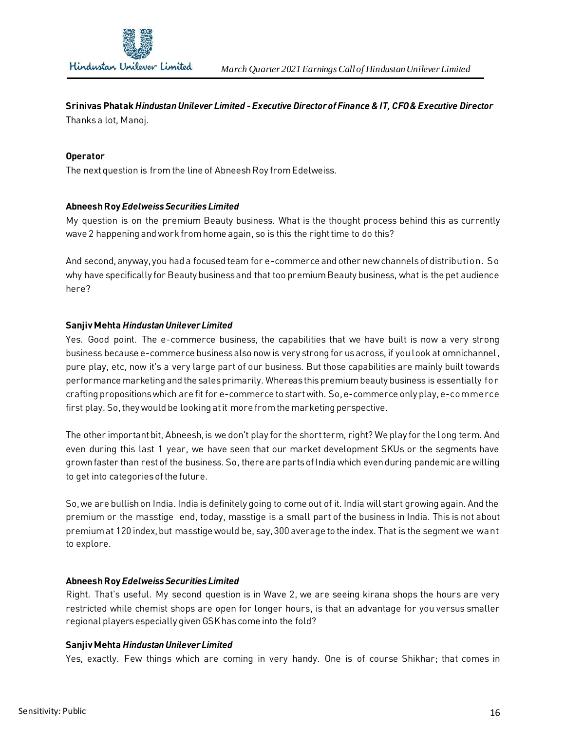**Srinivas Phatak** ***Hindustan Unilever Limited - Executive Director of Finance & IT, CFO & Executive Director***
Thanks a lot, Manoj.

**Operator**
The next question is from the line of Abneesh Roy from Edelweiss.

**Abneesh Roy** ***Edelweiss Securities Limited***
My question is on the premium Beauty business. What is the thought process behind this as currently wave 2 happening and work from home again, so is this the right time to do this?

And second, anyway, you had a focused team for e-commerce and other new channels of distribution. So why have specifically for Beauty business and that too premium Beauty business, what is the pet audience here?

**Sanjiv Mehta** ***Hindustan Unilever Limited***
Yes. Good point. The e-commerce business, the capabilities that we have built is now a very strong business because e-commerce business also now is very strong for us across, if you look at omnichannel, pure play, etc, now it's a very large part of our business. But those capabilities are mainly built towards performance marketing and the sales primarily. Whereas this premium beauty business is essentially for crafting propositions which are fit for e-commerce to start with. So, e-commerce only play, e-commerce first play. So, they would be looking at it more from the marketing perspective.

The other important bit, Abneesh, is we don't play for the short term, right? We play for the long term. And even during this last 1 year, we have seen that our market development SKUs or the segments have grown faster than rest of the business. So, there are parts of India which even during pandemic are willing to get into categories of the future.

So, we are bullish on India. India is definitely going to come out of it. India will start growing again. And the premium or the masstige end, today, masstige is a small part of the business in India. This is not about premium at 120 index, but masstige would be, say, 300 average to the index. That is the segment we want to explore.

**Abneesh Roy** ***Edelweiss Securities Limited***
Right. That's useful. My second question is in Wave 2, we are seeing kirana shops the hours are very restricted while chemist shops are open for longer hours, is that an advantage for you versus smaller regional players especially given GSK has come into the fold?

**Sanjiv Mehta** ***Hindustan Unilever Limited***
Yes, exactly. Few things which are coming in very handy. One is of course Shikhar; that comes in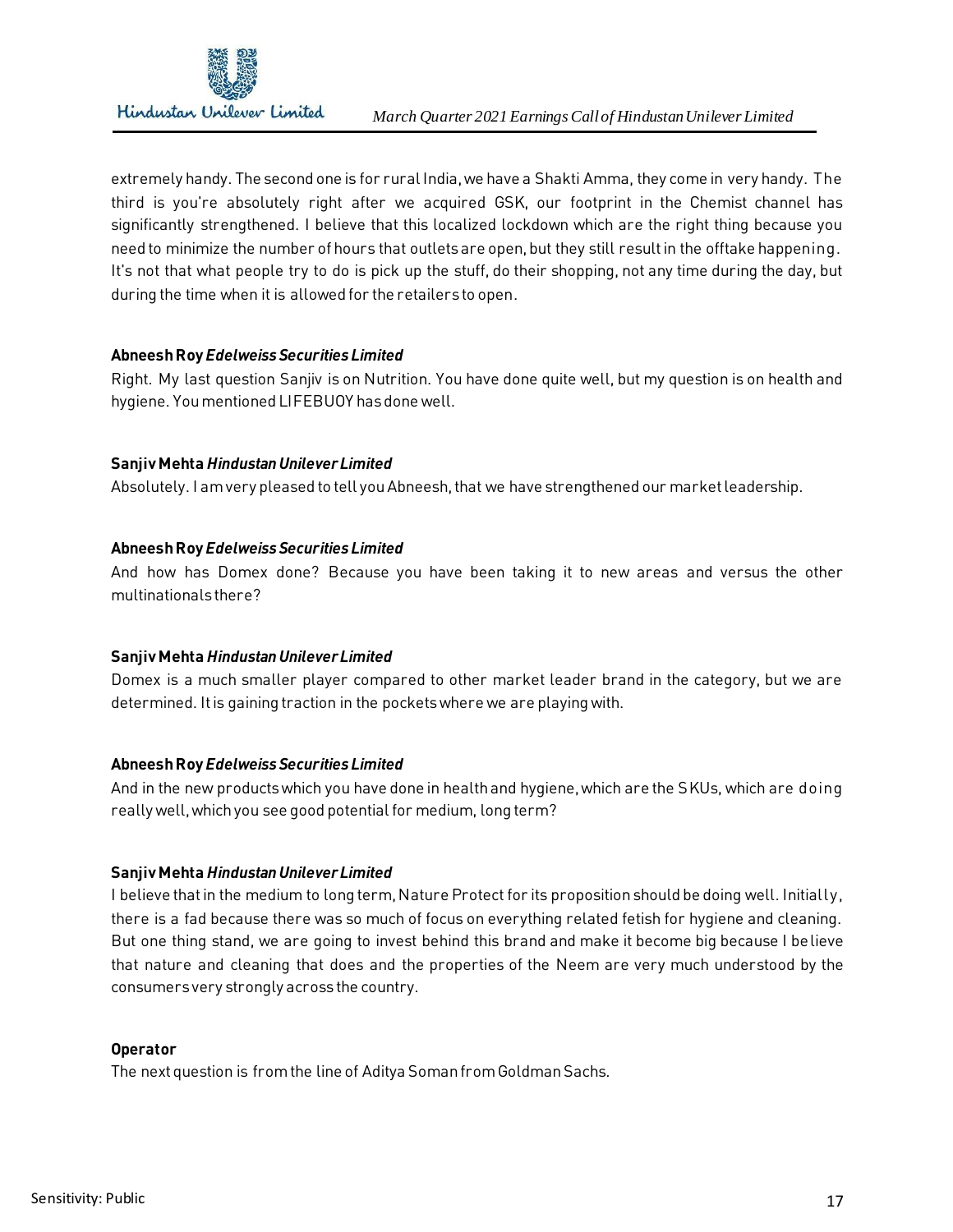extremely handy. The second one is for rural India, we have a Shakti Amma, they come in very handy. The third is you're absolutely right after we acquired GSK, our footprint in the Chemist channel has significantly strengthened. I believe that this localized lockdown which are the right thing because you need to minimize the number of hours that outlets are open, but they still result in the offtake happening. It's not that what people try to do is pick up the stuff, do their shopping, not any time during the day, but during the time when it is allowed for the retailers to open.

**Abneesh Roy** ***Edelweiss Securities Limited***
Right. My last question Sanjiv is on Nutrition. You have done quite well, but my question is on health and hygiene. You mentioned LIFEBUOY has done well.

**Sanjiv Mehta** ***Hindustan Unilever Limited***
Absolutely. I am very pleased to tell you Abneesh, that we have strengthened our market leadership.

**Abneesh Roy** ***Edelweiss Securities Limited***
And how has Domex done? Because you have been taking it to new areas and versus the other multinationals there?

**Sanjiv Mehta** ***Hindustan Unilever Limited***
Domex is a much smaller player compared to other market leader brand in the category, but we are determined. It is gaining traction in the pockets where we are playing with.

**Abneesh Roy** ***Edelweiss Securities Limited***
And in the new products which you have done in health and hygiene, which are the SKUs, which are doing really well, which you see good potential for medium, long term?

**Sanjiv Mehta** ***Hindustan Unilever Limited***
I believe that in the medium to long term, Nature Protect for its proposition should be doing well. Initially, there is a fad because there was so much of focus on everything related fetish for hygiene and cleaning. But one thing stand, we are going to invest behind this brand and make it become big because I believe that nature and cleaning that does and the properties of the Neem are very much understood by the consumers very strongly across the country.

**Operator**
The next question is from the line of Aditya Soman from Goldman Sachs.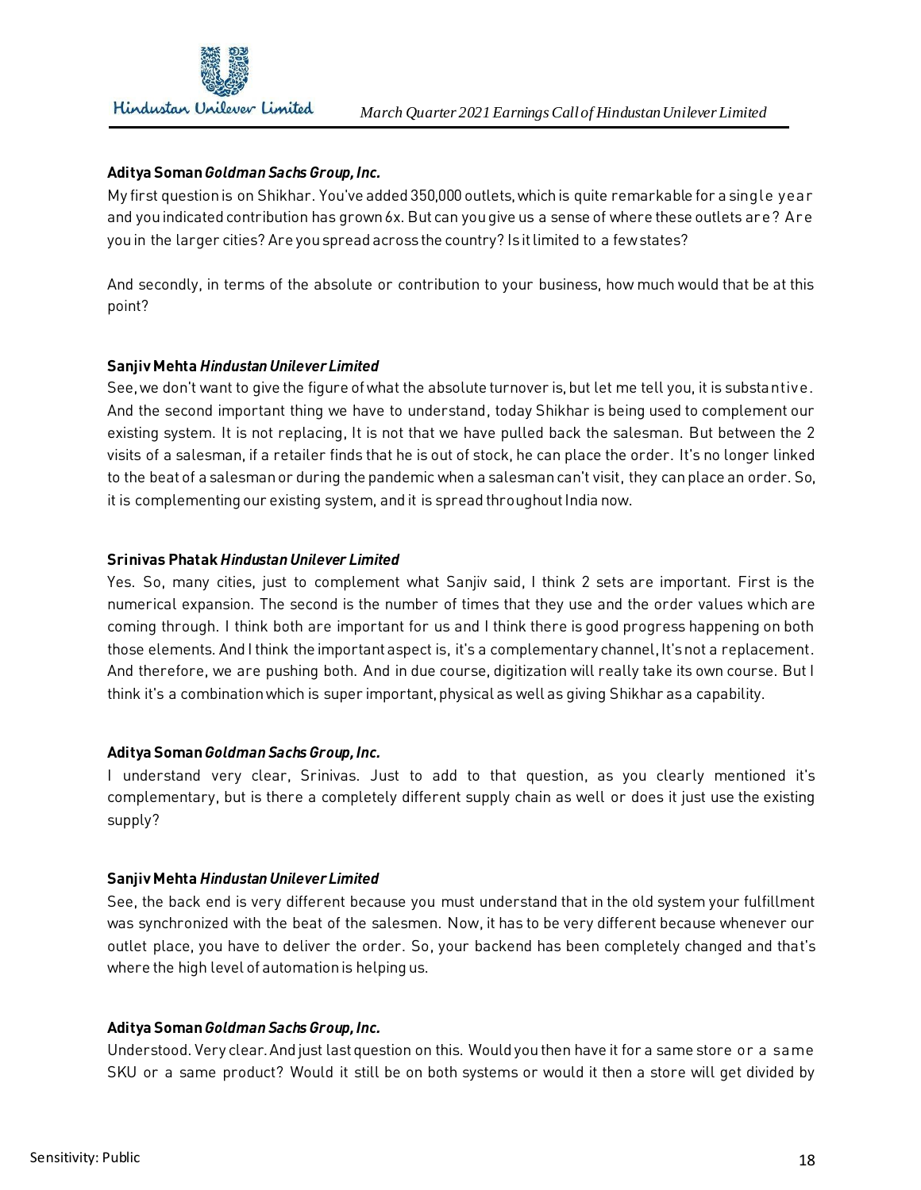**Aditya Soman** *Goldman Sachs Group, Inc.*

My first question is on Shikhar. You've added 350,000 outlets, which is quite remarkable for a single year and you indicated contribution has grown 6x. But can you give us a sense of where these outlets are? Are you in the larger cities? Are you spread across the country? Is it limited to a few states?

And secondly, in terms of the absolute or contribution to your business, how much would that be at this point?

**Sanjiv Mehta** *Hindustan Unilever Limited*

See, we don't want to give the figure of what the absolute turnover is, but let me tell you, it is substantive. And the second important thing we have to understand, today Shikhar is being used to complement our existing system. It is not replacing, It is not that we have pulled back the salesman. But between the 2 visits of a salesman, if a retailer finds that he is out of stock, he can place the order. It's no longer linked to the beat of a salesman or during the pandemic when a salesman can't visit, they can place an order. So, it is complementing our existing system, and it is spread throughout India now.

**Srinivas Phatak** *Hindustan Unilever Limited*

Yes. So, many cities, just to complement what Sanjiv said, I think 2 sets are important. First is the numerical expansion. The second is the number of times that they use and the order values which are coming through. I think both are important for us and I think there is good progress happening on both those elements. And I think the important aspect is, it's a complementary channel, It's not a replacement. And therefore, we are pushing both. And in due course, digitization will really take its own course. But I think it's a combination which is super important, physical as well as giving Shikhar as a capability.

**Aditya Soman** *Goldman Sachs Group, Inc.*

I understand very clear, Srinivas. Just to add to that question, as you clearly mentioned it's complementary, but is there a completely different supply chain as well or does it just use the existing supply?

**Sanjiv Mehta** *Hindustan Unilever Limited*

See, the back end is very different because you must understand that in the old system your fulfillment was synchronized with the beat of the salesmen. Now, it has to be very different because whenever our outlet place, you have to deliver the order. So, your backend has been completely changed and that's where the high level of automation is helping us.

**Aditya Soman** *Goldman Sachs Group, Inc.*

Understood. Very clear. And just last question on this. Would you then have it for a same store or a same SKU or a same product? Would it still be on both systems or would it then a store will get divided by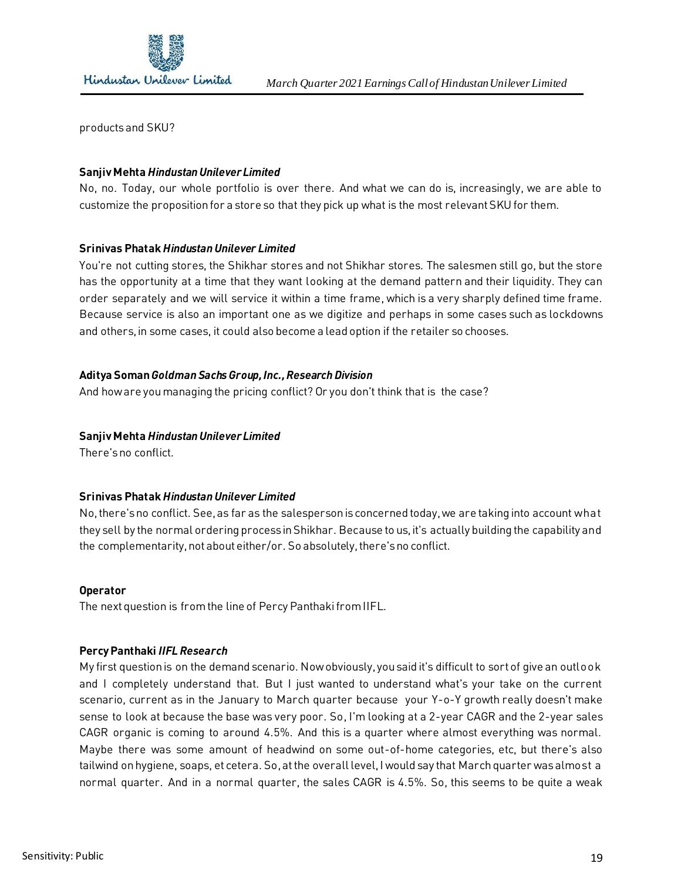products and SKU?

**Sanjiv Mehta** ***Hindustan Unilever Limited***

No, no. Today, our whole portfolio is over there. And what we can do is, increasingly, we are able to customize the proposition for a store so that they pick up what is the most relevant SKU for them.

**Srinivas Phatak** ***Hindustan Unilever Limited***

You're not cutting stores, the Shikhar stores and not Shikhar stores. The salesmen still go, but the store has the opportunity at a time that they want looking at the demand pattern and their liquidity. They can order separately and we will service it within a time frame, which is a very sharply defined time frame. Because service is also an important one as we digitize and perhaps in some cases such as lockdowns and others, in some cases, it could also become a lead option if the retailer so chooses.

**Aditya Soman** ***Goldman Sachs Group, Inc., Research Division***

And how are you managing the pricing conflict? Or you don't think that is the case?

**Sanjiv Mehta** ***Hindustan Unilever Limited***

There's no conflict.

**Srinivas Phatak** ***Hindustan Unilever Limited***

No, there's no conflict. See, as far as the salesperson is concerned today, we are taking into account what they sell by the normal ordering process in Shikhar. Because to us, it's actually building the capability and the complementarity, not about either/or. So absolutely, there's no conflict.

**Operator**

The next question is from the line of Percy Panthaki from IIFL.

**Percy Panthaki** ***IIFL Research***

My first question is on the demand scenario. Now obviously, you said it's difficult to sort of give an outlook and I completely understand that. But I just wanted to understand what's your take on the current scenario, current as in the January to March quarter because your Y-o-Y growth really doesn't make sense to look at because the base was very poor. So, I'm looking at a 2-year CAGR and the 2-year sales CAGR organic is coming to around 4.5%. And this is a quarter where almost everything was normal. Maybe there was some amount of headwind on some out-of-home categories, etc, but there's also tailwind on hygiene, soaps, et cetera. So, at the overall level, I would say that March quarter was almost a normal quarter. And in a normal quarter, the sales CAGR is 4.5%. So, this seems to be quite a weak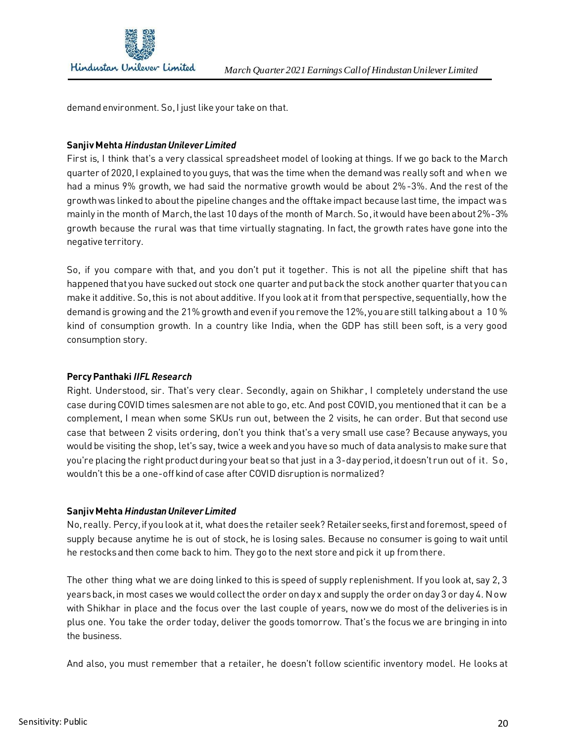demand environment. So, I just like your take on that.

**Sanjiv Mehta** ***Hindustan Unilever Limited***

First is, I think that's a very classical spreadsheet model of looking at things. If we go back to the March quarter of 2020, I explained to you guys, that was the time when the demand was really soft and when we had a minus 9% growth, we had said the normative growth would be about 2%-3%. And the rest of the growth was linked to about the pipeline changes and the offtake impact because last time, the impact was mainly in the month of March, the last 10 days of the month of March. So, it would have been about 2%-3% growth because the rural was that time virtually stagnating. In fact, the growth rates have gone into the negative territory.

So, if you compare with that, and you don't put it together. This is not all the pipeline shift that has happened that you have sucked out stock one quarter and put back the stock another quarter that you can make it additive. So, this is not about additive. If you look at it from that perspective, sequentially, how the demand is growing and the 21% growth and even if you remove the 12%, you are still talking about a 10% kind of consumption growth. In a country like India, when the GDP has still been soft, is a very good consumption story.

**Percy Panthaki** ***IIFL Research***

Right. Understood, sir. That's very clear. Secondly, again on Shikhar, I completely understand the use case during COVID times salesmen are not able to go, etc. And post COVID, you mentioned that it can be a complement, I mean when some SKUs run out, between the 2 visits, he can order. But that second use case that between 2 visits ordering, don't you think that's a very small use case? Because anyways, you would be visiting the shop, let's say, twice a week and you have so much of data analysis to make sure that you're placing the right product during your beat so that just in a 3-day period, it doesn't run out of it. So, wouldn't this be a one-off kind of case after COVID disruption is normalized?

**Sanjiv Mehta** ***Hindustan Unilever Limited***

No, really. Percy, if you look at it, what does the retailer seek? Retailer seeks, first and foremost, speed of supply because anytime he is out of stock, he is losing sales. Because no consumer is going to wait until he restocks and then come back to him. They go to the next store and pick it up from there.

The other thing what we are doing linked to this is speed of supply replenishment. If you look at, say 2, 3 years back, in most cases we would collect the order on day x and supply the order on day 3 or day 4. Now with Shikhar in place and the focus over the last couple of years, now we do most of the deliveries is in plus one. You take the order today, deliver the goods tomorrow. That's the focus we are bringing in into the business.

And also, you must remember that a retailer, he doesn't follow scientific inventory model. He looks at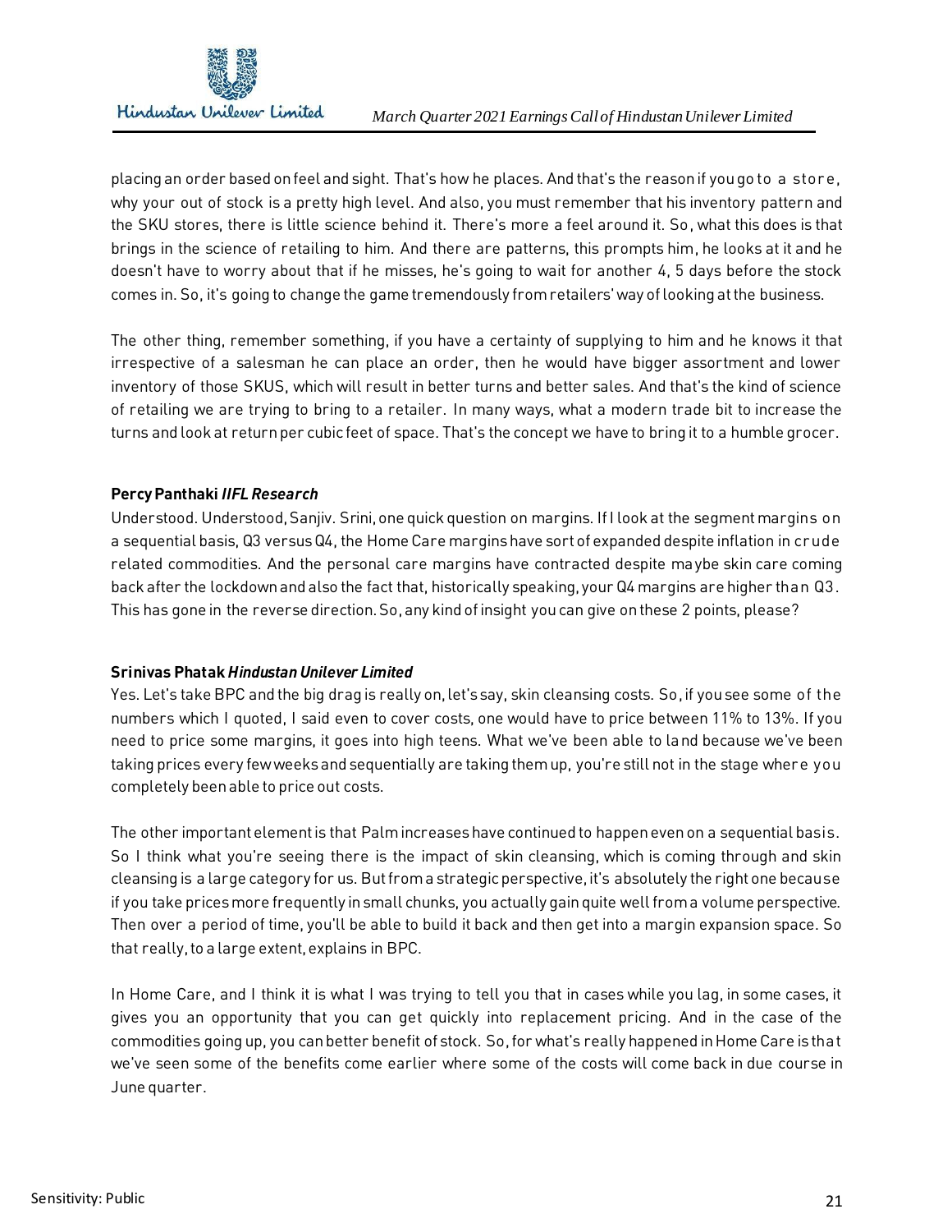placing an order based on feel and sight. That's how he places. And that's the reason if you go to a store, why your out of stock is a pretty high level. And also, you must remember that his inventory pattern and the SKU stores, there is little science behind it. There's more a feel around it. So, what this does is that brings in the science of retailing to him. And there are patterns, this prompts him, he looks at it and he doesn't have to worry about that if he misses, he's going to wait for another 4, 5 days before the stock comes in. So, it's going to change the game tremendously from retailers' way of looking at the business.

The other thing, remember something, if you have a certainty of supplying to him and he knows it that irrespective of a salesman he can place an order, then he would have bigger assortment and lower inventory of those SKUS, which will result in better turns and better sales. And that's the kind of science of retailing we are trying to bring to a retailer. In many ways, what a modern trade bit to increase the turns and look at return per cubic feet of space. That's the concept we have to bring it to a humble grocer.

**Percy Panthaki *IIFL Research***
Understood. Understood, Sanjiv. Srini, one quick question on margins. If I look at the segment margins on a sequential basis, Q3 versus Q4, the Home Care margins have sort of expanded despite inflation in crude related commodities. And the personal care margins have contracted despite maybe skin care coming back after the lockdown and also the fact that, historically speaking, your Q4 margins are higher than Q3. This has gone in the reverse direction. So, any kind of insight you can give on these 2 points, please?

**Srinivas Phatak *Hindustan Unilever Limited***
Yes. Let's take BPC and the big drag is really on, let's say, skin cleansing costs. So, if you see some of the numbers which I quoted, I said even to cover costs, one would have to price between 11% to 13%. If you need to price some margins, it goes into high teens. What we've been able to land because we've been taking prices every few weeks and sequentially are taking them up, you're still not in the stage where you completely been able to price out costs.

The other important element is that Palm increases have continued to happen even on a sequential basis. So I think what you're seeing there is the impact of skin cleansing, which is coming through and skin cleansing is a large category for us. But from a strategic perspective, it's absolutely the right one because if you take prices more frequently in small chunks, you actually gain quite well from a volume perspective. Then over a period of time, you'll be able to build it back and then get into a margin expansion space. So that really, to a large extent, explains in BPC.

In Home Care, and I think it is what I was trying to tell you that in cases while you lag, in some cases, it gives you an opportunity that you can get quickly into replacement pricing. And in the case of the commodities going up, you can better benefit of stock. So, for what's really happened in Home Care is that we've seen some of the benefits come earlier where some of the costs will come back in due course in June quarter.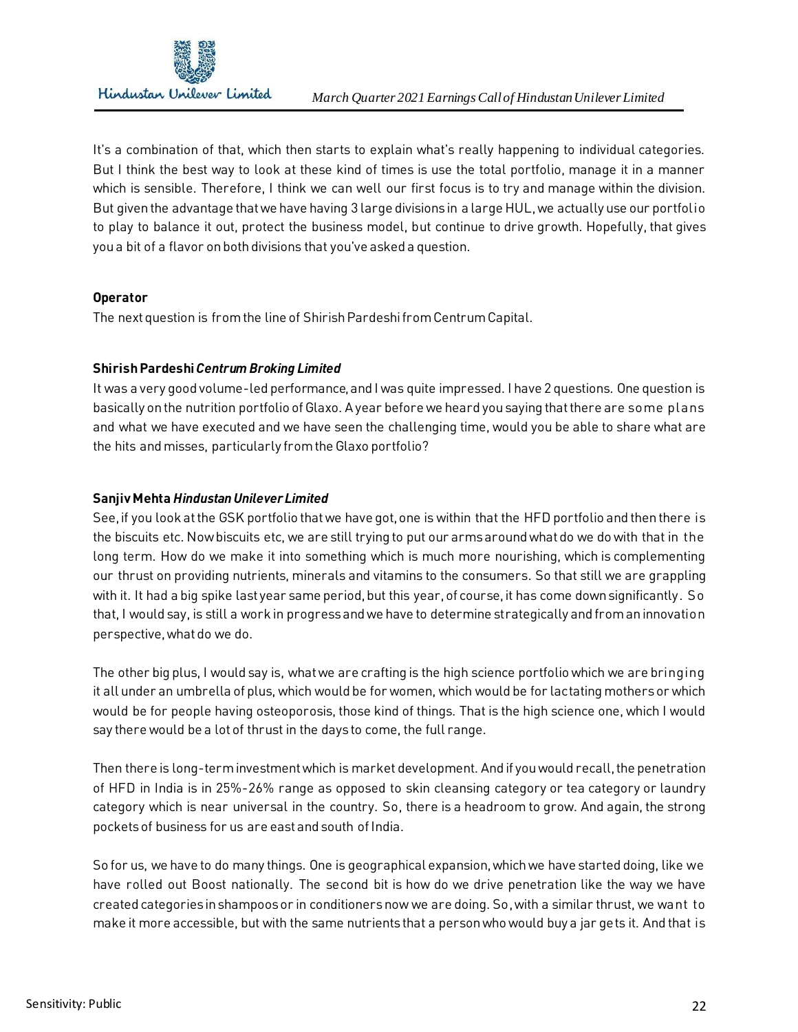It's a combination of that, which then starts to explain what's really happening to individual categories. But I think the best way to look at these kind of times is use the total portfolio, manage it in a manner which is sensible. Therefore, I think we can well our first focus is to try and manage within the division. But given the advantage that we have having 3 large divisions in a large HUL, we actually use our portfolio to play to balance it out, protect the business model, but continue to drive growth. Hopefully, that gives you a bit of a flavor on both divisions that you've asked a question.

**Operator**

The next question is from the line of Shirish Pardeshi from Centrum Capital.

**Shirish Pardeshi** ***Centrum Broking Limited***

It was a very good volume-led performance, and I was quite impressed. I have 2 questions. One question is basically on the nutrition portfolio of Glaxo. A year before we heard you saying that there are some plans and what we have executed and we have seen the challenging time, would you be able to share what are the hits and misses, particularly from the Glaxo portfolio?

**Sanjiv Mehta** ***Hindustan Unilever Limited***

See, if you look at the GSK portfolio that we have got, one is within that the HFD portfolio and then there is the biscuits etc. Now biscuits etc, we are still trying to put our arms around what do we do with that in the long term. How do we make it into something which is much more nourishing, which is complementing our thrust on providing nutrients, minerals and vitamins to the consumers. So that still we are grappling with it. It had a big spike last year same period, but this year, of course, it has come down significantly. So that, I would say, is still a work in progress and we have to determine strategically and from an innovation perspective, what do we do.

The other big plus, I would say is, what we are crafting is the high science portfolio which we are bringing it all under an umbrella of plus, which would be for women, which would be for lactating mothers or which would be for people having osteoporosis, those kind of things. That is the high science one, which I would say there would be a lot of thrust in the days to come, the full range.

Then there is long-term investment which is market development. And if you would recall, the penetration of HFD in India is in 25%-26% range as opposed to skin cleansing category or tea category or laundry category which is near universal in the country. So, there is a headroom to grow. And again, the strong pockets of business for us are east and south of India.

So for us, we have to do many things. One is geographical expansion, which we have started doing, like we have rolled out Boost nationally. The second bit is how do we drive penetration like the way we have created categories in shampoos or in conditioners now we are doing. So, with a similar thrust, we want to make it more accessible, but with the same nutrients that a person who would buy a jar gets it. And that is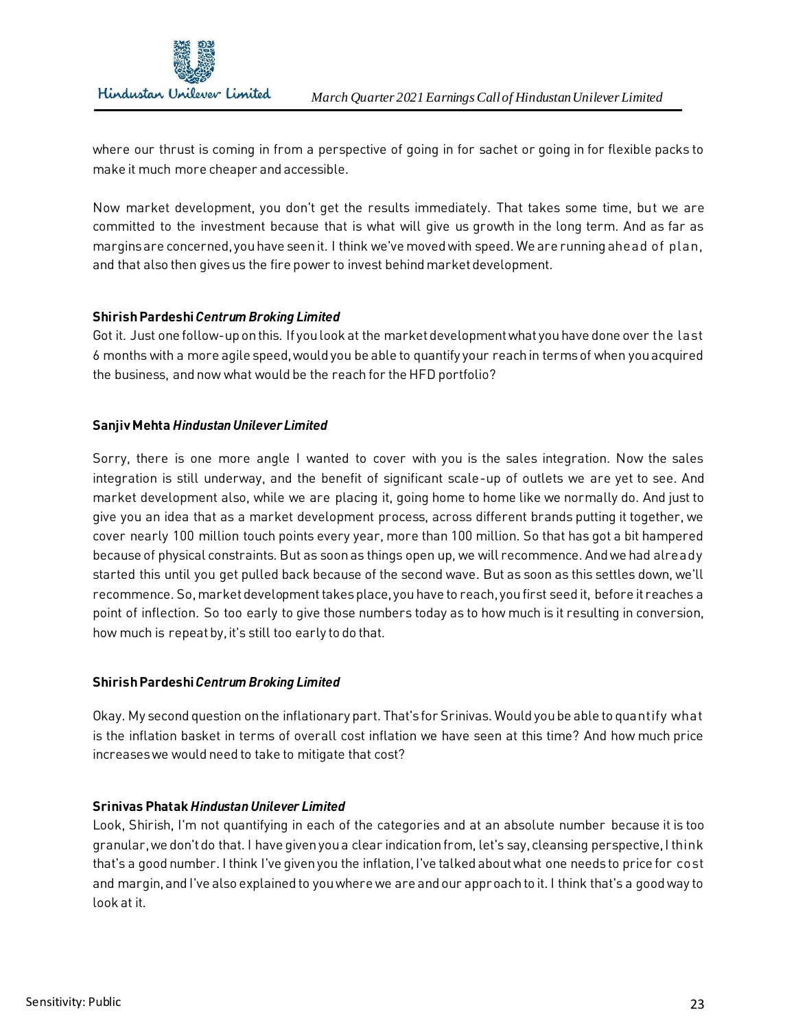where our thrust is coming in from a perspective of going in for sachet or going in for flexible packs to make it much more cheaper and accessible.

Now market development, you don't get the results immediately. That takes some time, but we are committed to the investment because that is what will give us growth in the long term. And as far as margins are concerned, you have seen it. I think we've moved with speed. We are running ahead of plan, and that also then gives us the fire power to invest behind market development.

**Shirish Pardeshi** ***Centrum Broking Limited***

Got it. Just one follow-up on this. If you look at the market development what you have done over the last 6 months with a more agile speed, would you be able to quantify your reach in terms of when you acquired the business, and now what would be the reach for the HFD portfolio?

**Sanjiv Mehta** ***Hindustan Unilever Limited***

Sorry, there is one more angle I wanted to cover with you is the sales integration. Now the sales integration is still underway, and the benefit of significant scale-up of outlets we are yet to see. And market development also, while we are placing it, going home to home like we normally do. And just to give you an idea that as a market development process, across different brands putting it together, we cover nearly 100 million touch points every year, more than 100 million. So that has got a bit hampered because of physical constraints. But as soon as things open up, we will recommence. And we had already started this until you get pulled back because of the second wave. But as soon as this settles down, we'll recommence. So, market development takes place, you have to reach, you first seed it, before it reaches a point of inflection. So too early to give those numbers today as to how much is it resulting in conversion, how much is repeat by, it's still too early to do that.

**Shirish Pardeshi** ***Centrum Broking Limited***

Okay. My second question on the inflationary part. That's for Srinivas. Would you be able to quantify what is the inflation basket in terms of overall cost inflation we have seen at this time? And how much price increases we would need to take to mitigate that cost?

**Srinivas Phatak** ***Hindustan Unilever Limited***

Look, Shirish, I'm not quantifying in each of the categories and at an absolute number because it is too granular, we don't do that. I have given you a clear indication from, let's say, cleansing perspective, I think that's a good number. I think I've given you the inflation, I've talked about what one needs to price for cost and margin, and I've also explained to you where we are and our approach to it. I think that's a good way to look at it.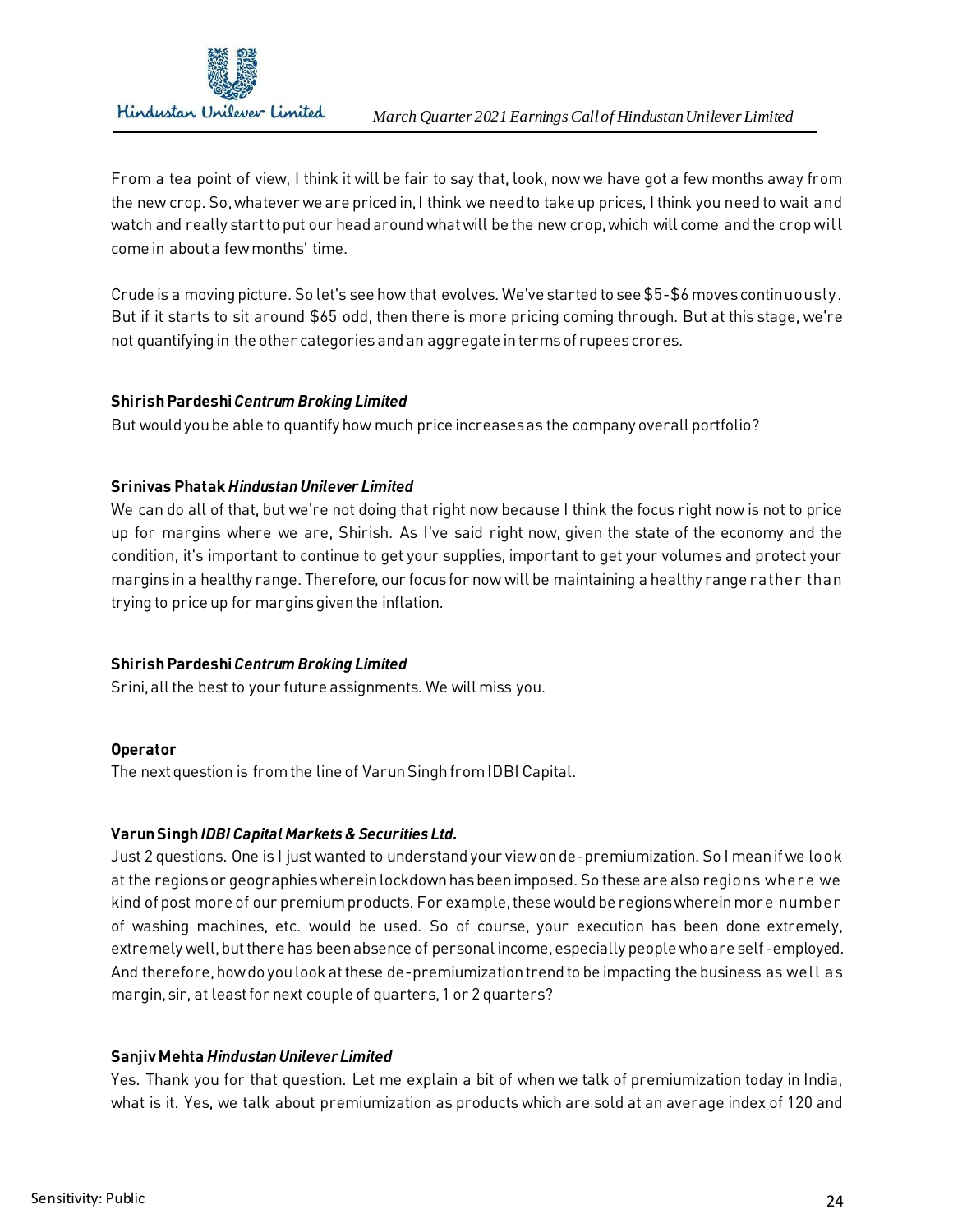From a tea point of view, I think it will be fair to say that, look, now we have got a few months away from the new crop. So, whatever we are priced in, I think we need to take up prices, I think you need to wait and watch and really start to put our head around what will be the new crop, which will come and the crop will come in about a few months' time.

Crude is a moving picture. So let's see how that evolves. We've started to see $5-$6 moves continuously. But if it starts to sit around $65 odd, then there is more pricing coming through. But at this stage, we're not quantifying in the other categories and an aggregate in terms of rupees crores.

**Shirish Pardeshi** ***Centrum Broking Limited***
But would you be able to quantify how much price increases as the company overall portfolio?

**Srinivas Phatak** ***Hindustan Unilever Limited***
We can do all of that, but we're not doing that right now because I think the focus right now is not to price up for margins where we are, Shirish. As I've said right now, given the state of the economy and the condition, it's important to continue to get your supplies, important to get your volumes and protect your margins in a healthy range. Therefore, our focus for now will be maintaining a healthy range rather than trying to price up for margins given the inflation.

**Shirish Pardeshi** ***Centrum Broking Limited***
Srini, all the best to your future assignments. We will miss you.

**Operator**
The next question is from the line of Varun Singh from IDBI Capital.

**Varun Singh** ***IDBI Capital Markets & Securities Ltd.***
Just 2 questions. One is I just wanted to understand your view on de-premiumization. So I mean if we look at the regions or geographies wherein lockdown has been imposed. So these are also regions where we kind of post more of our premium products. For example, these would be regions wherein more number of washing machines, etc. would be used. So of course, your execution has been done extremely, extremely well, but there has been absence of personal income, especially people who are self-employed. And therefore, how do you look at these de-premiumization trend to be impacting the business as well as margin, sir, at least for next couple of quarters, 1 or 2 quarters?

**Sanjiv Mehta** ***Hindustan Unilever Limited***
Yes. Thank you for that question. Let me explain a bit of when we talk of premiumization today in India, what is it. Yes, we talk about premiumization as products which are sold at an average index of 120 and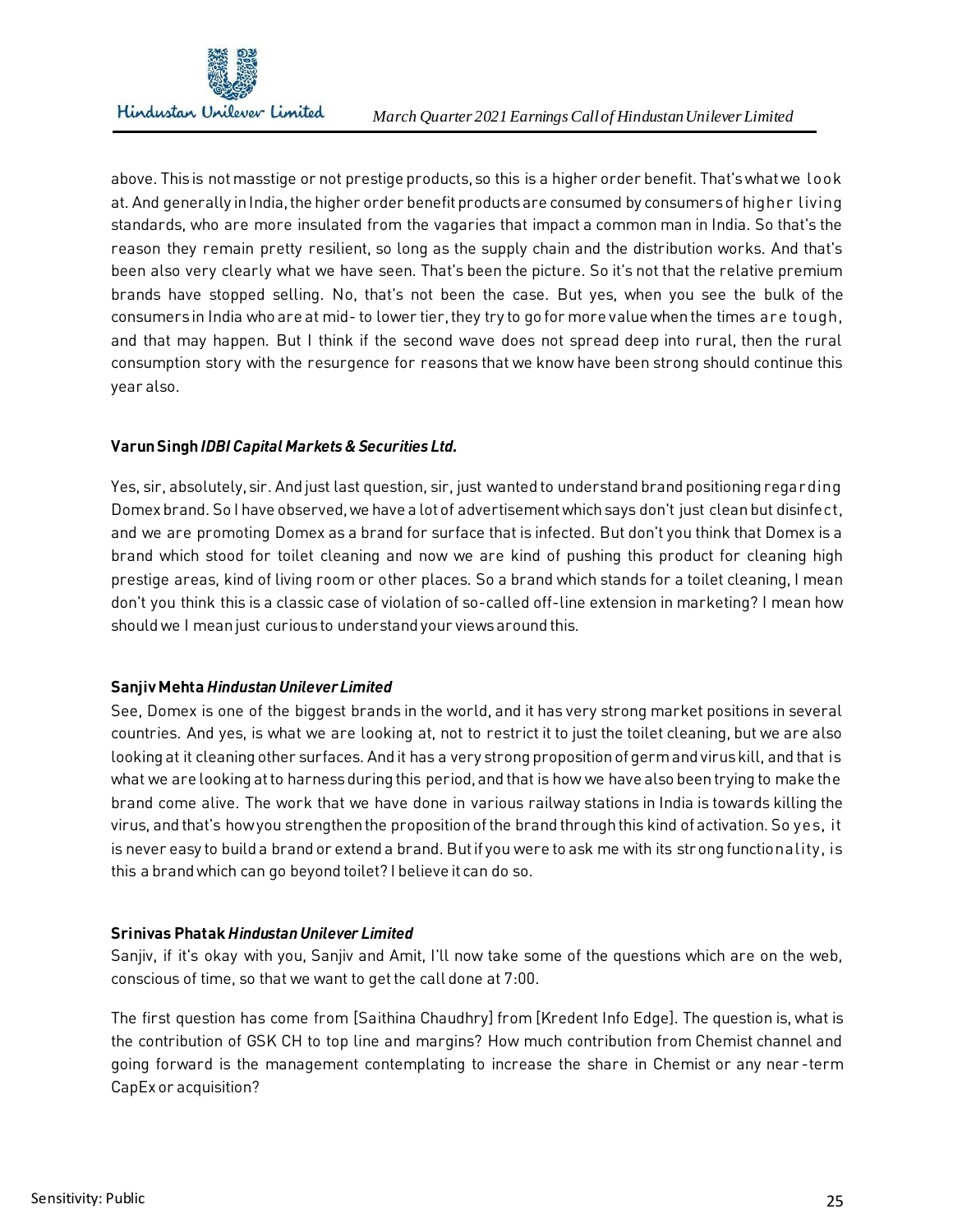above. This is not masstige or not prestige products, so this is a higher order benefit. That's what we look at. And generally in India, the higher order benefit products are consumed by consumers of higher living standards, who are more insulated from the vagaries that impact a common man in India. So that's the reason they remain pretty resilient, so long as the supply chain and the distribution works. And that's been also very clearly what we have seen. That's been the picture. So it's not that the relative premium brands have stopped selling. No, that's not been the case. But yes, when you see the bulk of the consumers in India who are at mid- to lower tier, they try to go for more value when the times are tough, and that may happen. But I think if the second wave does not spread deep into rural, then the rural consumption story with the resurgence for reasons that we know have been strong should continue this year also.

**Varun Singh** ***IDBI Capital Markets & Securities Ltd.***

Yes, sir, absolutely, sir. And just last question, sir, just wanted to understand brand positioning regarding Domex brand. So I have observed, we have a lot of advertisement which says don't just clean but disinfect, and we are promoting Domex as a brand for surface that is infected. But don't you think that Domex is a brand which stood for toilet cleaning and now we are kind of pushing this product for cleaning high prestige areas, kind of living room or other places. So a brand which stands for a toilet cleaning, I mean don't you think this is a classic case of violation of so-called off-line extension in marketing? I mean how should we I mean just curious to understand your views around this.

**Sanjiv Mehta** ***Hindustan Unilever Limited***

See, Domex is one of the biggest brands in the world, and it has very strong market positions in several countries. And yes, is what we are looking at, not to restrict it to just the toilet cleaning, but we are also looking at it cleaning other surfaces. And it has a very strong proposition of germ and virus kill, and that is what we are looking at to harness during this period, and that is how we have also been trying to make the brand come alive. The work that we have done in various railway stations in India is towards killing the virus, and that's how you strengthen the proposition of the brand through this kind of activation. So yes, it is never easy to build a brand or extend a brand. But if you were to ask me with its strong functionality, is this a brand which can go beyond toilet? I believe it can do so.

**Srinivas Phatak** ***Hindustan Unilever Limited***

Sanjiv, if it's okay with you, Sanjiv and Amit, I'll now take some of the questions which are on the web, conscious of time, so that we want to get the call done at 7:00.

The first question has come from [Saithina Chaudhry] from [Kredent Info Edge]. The question is, what is the contribution of GSK CH to top line and margins? How much contribution from Chemist channel and going forward is the management contemplating to increase the share in Chemist or any near-term CapEx or acquisition?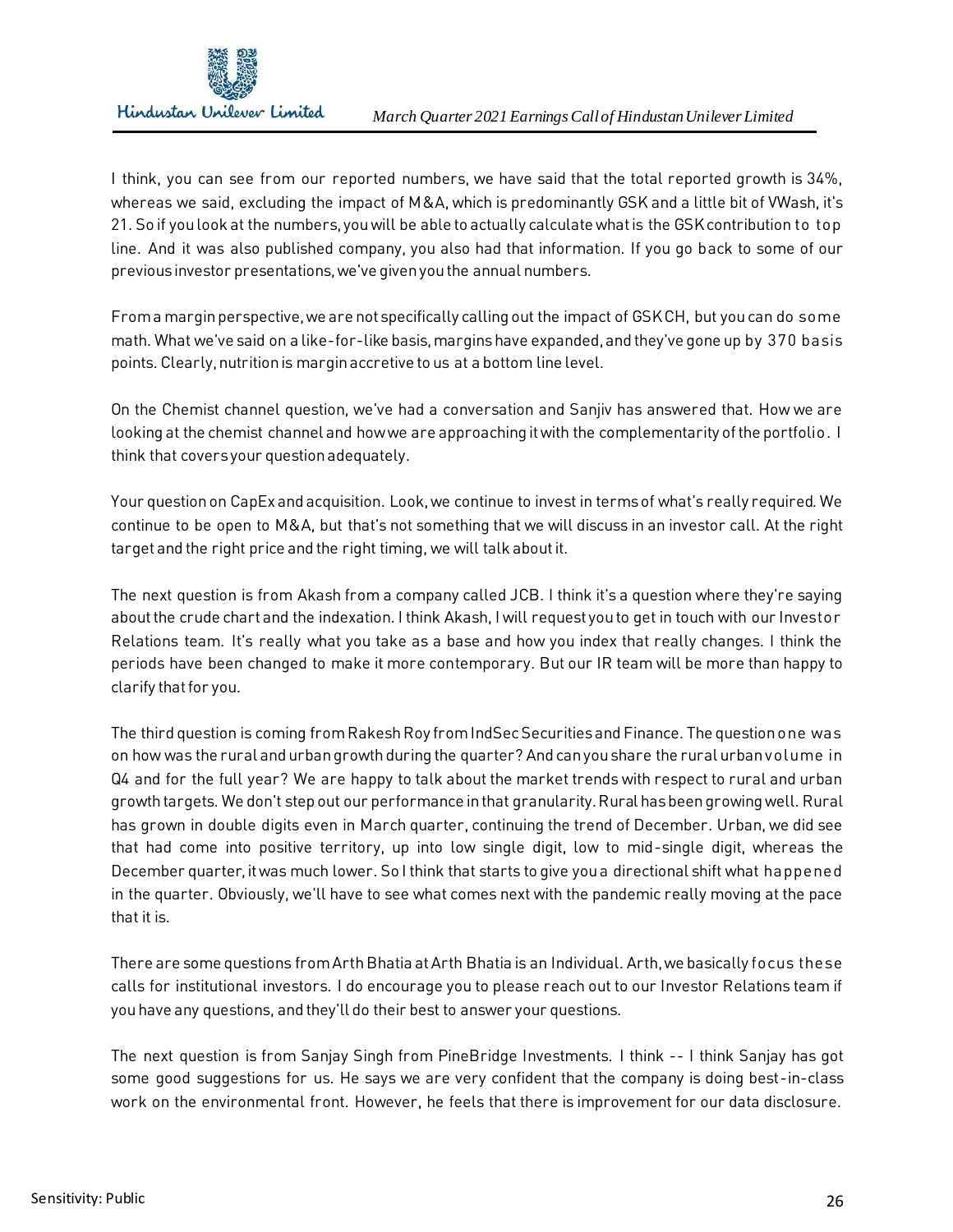I think, you can see from our reported numbers, we have said that the total reported growth is 34%, whereas we said, excluding the impact of M&A, which is predominantly GSK and a little bit of VWash, it's 21. So if you look at the numbers, you will be able to actually calculate what is the GSK contribution to top line. And it was also published company, you also had that information. If you go back to some of our previous investor presentations, we've given you the annual numbers.

From a margin perspective, we are not specifically calling out the impact of GSK CH, but you can do some math. What we've said on a like-for-like basis, margins have expanded, and they've gone up by 370 basis points. Clearly, nutrition is margin accretive to us at a bottom line level.

On the Chemist channel question, we've had a conversation and Sanjiv has answered that. How we are looking at the chemist channel and how we are approaching it with the complementarity of the portfolio. I think that covers your question adequately.

Your question on CapEx and acquisition. Look, we continue to invest in terms of what's really required. We continue to be open to M&A, but that's not something that we will discuss in an investor call. At the right target and the right price and the right timing, we will talk about it.

The next question is from Akash from a company called JCB. I think it's a question where they're saying about the crude chart and the indexation. I think Akash, I will request you to get in touch with our Investor Relations team. It's really what you take as a base and how you index that really changes. I think the periods have been changed to make it more contemporary. But our IR team will be more than happy to clarify that for you.

The third question is coming from Rakesh Roy from IndSec Securities and Finance. The question one was on how was the rural and urban growth during the quarter? And can you share the rural urban volume in Q4 and for the full year? We are happy to talk about the market trends with respect to rural and urban growth targets. We don't step out our performance in that granularity. Rural has been growing well. Rural has grown in double digits even in March quarter, continuing the trend of December. Urban, we did see that had come into positive territory, up into low single digit, low to mid-single digit, whereas the December quarter, it was much lower. So I think that starts to give you a directional shift what happened in the quarter. Obviously, we'll have to see what comes next with the pandemic really moving at the pace that it is.

There are some questions from Arth Bhatia at Arth Bhatia is an Individual. Arth, we basically focus these calls for institutional investors. I do encourage you to please reach out to our Investor Relations team if you have any questions, and they'll do their best to answer your questions.

The next question is from Sanjay Singh from PineBridge Investments. I think -- I think Sanjay has got some good suggestions for us. He says we are very confident that the company is doing best-in-class work on the environmental front. However, he feels that there is improvement for our data disclosure.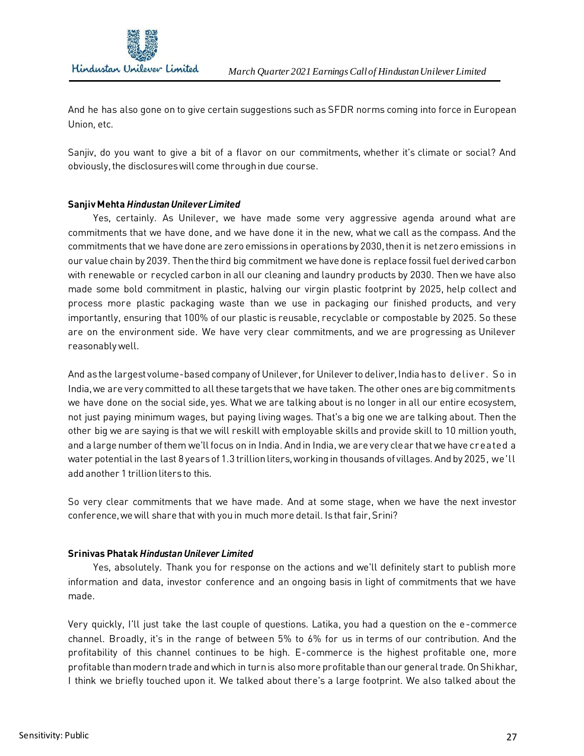And he has also gone on to give certain suggestions such as SFDR norms coming into force in European Union, etc.

Sanjiv, do you want to give a bit of a flavor on our commitments, whether it's climate or social? And obviously, the disclosures will come through in due course.

**Sanjiv Mehta** ***Hindustan Unilever Limited***

Yes, certainly. As Unilever, we have made some very aggressive agenda around what are commitments that we have done, and we have done it in the new, what we call as the compass. And the commitments that we have done are zero emissions in operations by 2030, then it is net zero emissions in our value chain by 2039. Then the third big commitment we have done is replace fossil fuel derived carbon with renewable or recycled carbon in all our cleaning and laundry products by 2030. Then we have also made some bold commitment in plastic, halving our virgin plastic footprint by 2025, help collect and process more plastic packaging waste than we use in packaging our finished products, and very importantly, ensuring that 100% of our plastic is reusable, recyclable or compostable by 2025. So these are on the environment side. We have very clear commitments, and we are progressing as Unilever reasonably well.

And as the largest volume-based company of Unilever, for Unilever to deliver, India has to deliver. So in India, we are very committed to all these targets that we have taken. The other ones are big commitments we have done on the social side, yes. What we are talking about is no longer in all our entire ecosystem, not just paying minimum wages, but paying living wages. That's a big one we are talking about. Then the other big we are saying is that we will reskill with employable skills and provide skill to 10 million youth, and a large number of them we'll focus on in India. And in India, we are very clear that we have created a water potential in the last 8 years of 1.3 trillion liters, working in thousands of villages. And by 2025, we'll add another 1 trillion liters to this.

So very clear commitments that we have made. And at some stage, when we have the next investor conference, we will share that with you in much more detail. Is that fair, Srini?

**Srinivas Phatak** ***Hindustan Unilever Limited***

Yes, absolutely. Thank you for response on the actions and we'll definitely start to publish more information and data, investor conference and an ongoing basis in light of commitments that we have made.

Very quickly, I'll just take the last couple of questions. Latika, you had a question on the e-commerce channel. Broadly, it's in the range of between 5% to 6% for us in terms of our contribution. And the profitability of this channel continues to be high. E-commerce is the highest profitable one, more profitable than modern trade and which in turn is also more profitable than our general trade. On Shikhar, I think we briefly touched upon it. We talked about there's a large footprint. We also talked about the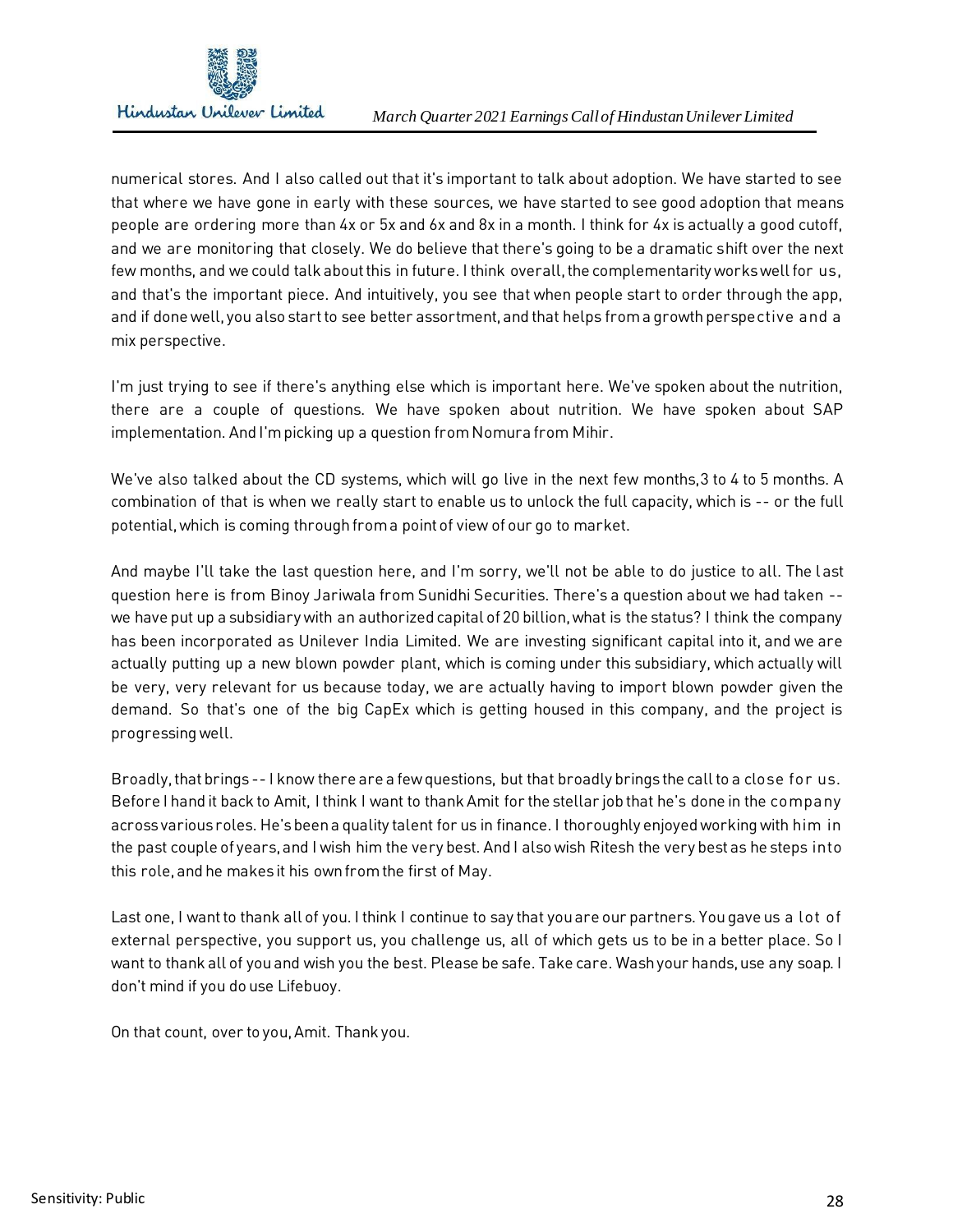numerical stores. And I also called out that it's important to talk about adoption. We have started to see that where we have gone in early with these sources, we have started to see good adoption that means people are ordering more than 4x or 5x and 6x and 8x in a month. I think for 4x is actually a good cutoff, and we are monitoring that closely. We do believe that there's going to be a dramatic shift over the next few months, and we could talk about this in future. I think overall, the complementarity works well for us, and that's the important piece. And intuitively, you see that when people start to order through the app, and if done well, you also start to see better assortment, and that helps from a growth perspective and a mix perspective.

I'm just trying to see if there's anything else which is important here. We've spoken about the nutrition, there are a couple of questions. We have spoken about nutrition. We have spoken about SAP implementation. And I'm picking up a question from Nomura from Mihir.

We've also talked about the CD systems, which will go live in the next few months, 3 to 4 to 5 months. A combination of that is when we really start to enable us to unlock the full capacity, which is -- or the full potential, which is coming through from a point of view of our go to market.

And maybe I'll take the last question here, and I'm sorry, we'll not be able to do justice to all. The last question here is from Binoy Jariwala from Sunidhi Securities. There's a question about we had taken -- we have put up a subsidiary with an authorized capital of 20 billion, what is the status? I think the company has been incorporated as Unilever India Limited. We are investing significant capital into it, and we are actually putting up a new blown powder plant, which is coming under this subsidiary, which actually will be very, very relevant for us because today, we are actually having to import blown powder given the demand. So that's one of the big CapEx which is getting housed in this company, and the project is progressing well.

Broadly, that brings -- I know there are a few questions, but that broadly brings the call to a close for us. Before I hand it back to Amit, I think I want to thank Amit for the stellar job that he's done in the company across various roles. He's been a quality talent for us in finance. I thoroughly enjoyed working with him in the past couple of years, and I wish him the very best. And I also wish Ritesh the very best as he steps into this role, and he makes it his own from the first of May.

Last one, I want to thank all of you. I think I continue to say that you are our partners. You gave us a lot of external perspective, you support us, you challenge us, all of which gets us to be in a better place. So I want to thank all of you and wish you the best. Please be safe. Take care. Wash your hands, use any soap. I don't mind if you do use Lifebuoy.

On that count, over to you, Amit. Thank you.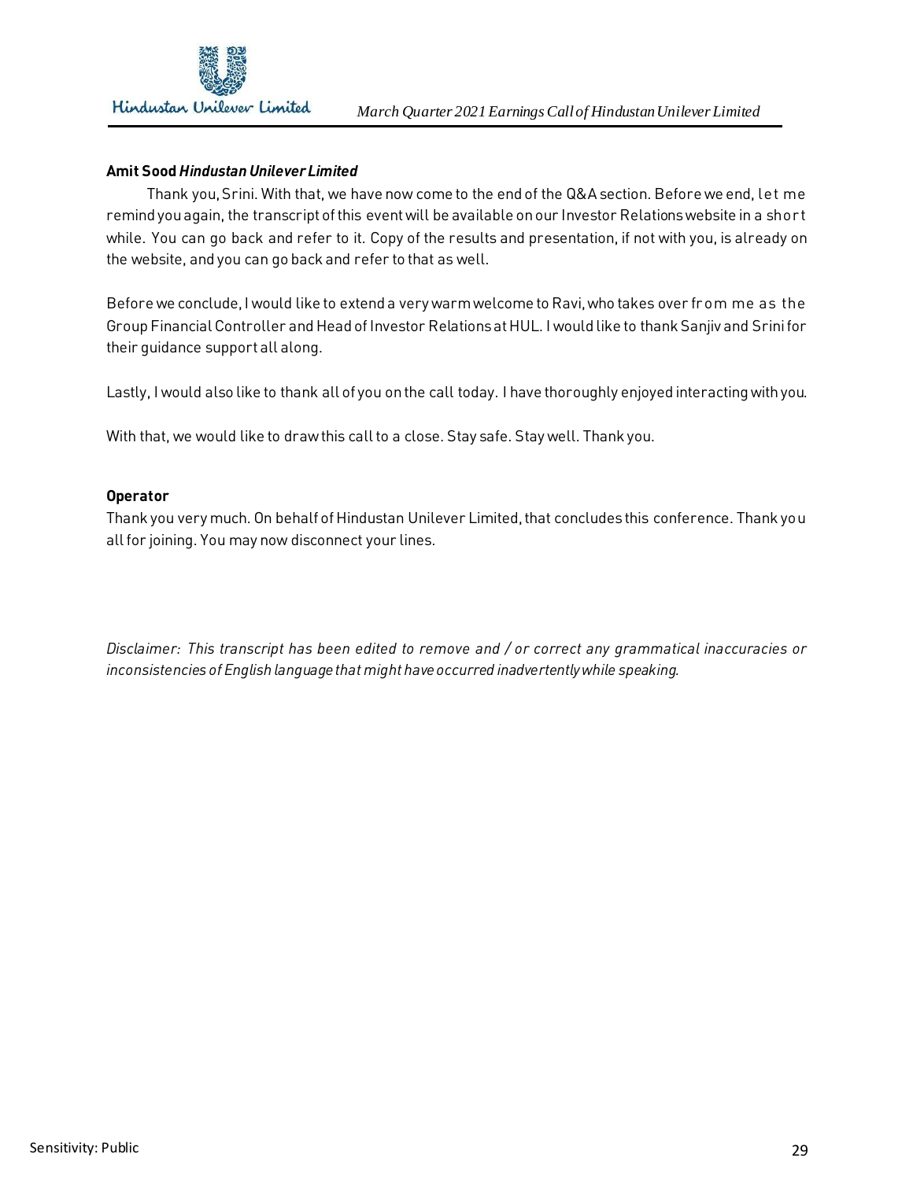**Amit Sood** ***Hindustan Unilever Limited***

Thank you, Srini. With that, we have now come to the end of the Q&A section. Before we end, let me remind you again, the transcript of this event will be available on our Investor Relations website in a short while. You can go back and refer to it. Copy of the results and presentation, if not with you, is already on the website, and you can go back and refer to that as well.

Before we conclude, I would like to extend a very warm welcome to Ravi, who takes over from me as the Group Financial Controller and Head of Investor Relations at HUL. I would like to thank Sanjiv and Srini for their guidance support all along.

Lastly, I would also like to thank all of you on the call today. I have thoroughly enjoyed interacting with you.

With that, we would like to draw this call to a close. Stay safe. Stay well. Thank you.

**Operator**

Thank you very much. On behalf of Hindustan Unilever Limited, that concludes this conference. Thank you all for joining. You may now disconnect your lines.

*Disclaimer: This transcript has been edited to remove and / or correct any grammatical inaccuracies or inconsistencies of English language that might have occurred inadvertently while speaking.*

Sensitivity: Public